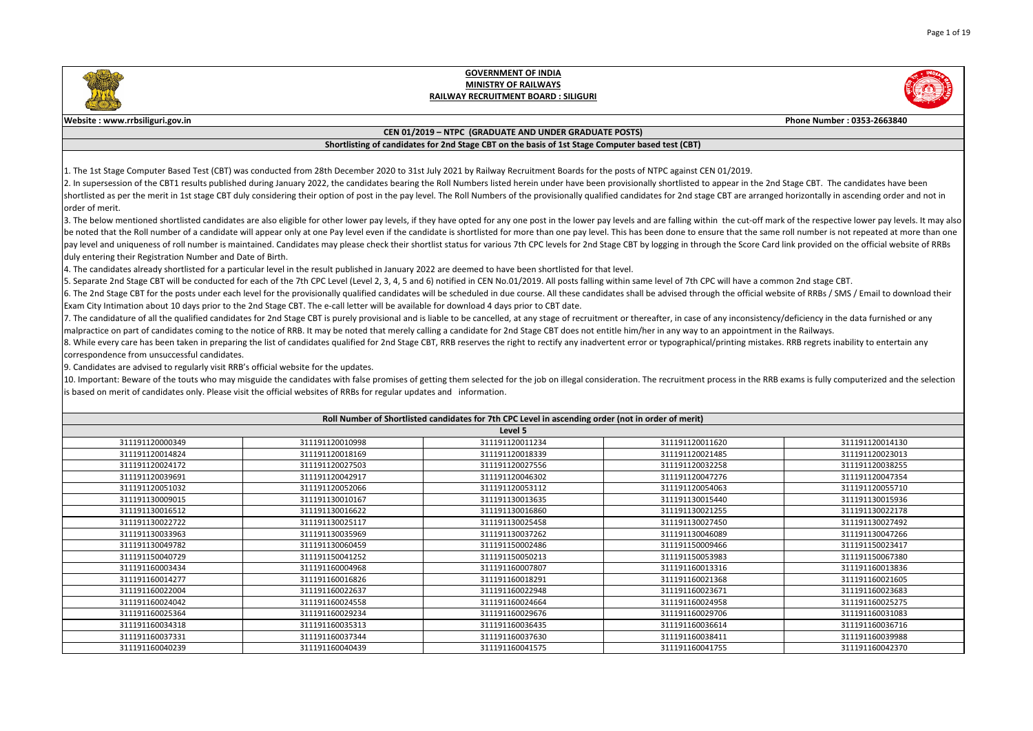# GOVERNMENT OF INDIA
## MINISTRY OF RAILWAYS
## RAILWAY RECRUITMENT BOARD : SILIGURI

**Website : www.rrbsiliguri.gov.in** **Phone Number : 0353-2663840**

**CEN 01/2019 – NTPC (GRADUATE AND UNDER GRADUATE POSTS)**

**Shortlisting of candidates for 2nd Stage CBT on the basis of 1st Stage Computer based test (CBT)**

1. The 1st Stage Computer Based Test (CBT) was conducted from 28th December 2020 to 31st July 2021 by Railway Recruitment Boards for the posts of NTPC against CEN 01/2019.
2. In supersession of the CBT1 results published during January 2022, the candidates bearing the Roll Numbers listed herein under have been provisionally shortlisted to appear in the 2nd Stage CBT. The candidates have been shortlisted as per the merit in 1st stage CBT duly considering their option of post in the pay level. The Roll Numbers of the provisionally qualified candidates for 2nd stage CBT are arranged horizontally in ascending order and not in order of merit.
3. The below mentioned shortlisted candidates are also eligible for other lower pay levels, if they have opted for any one post in the lower pay levels and are falling within the cut-off mark of the respective lower pay levels. It may also be noted that the Roll number of a candidate will appear only at one Pay level even if the candidate is shortlisted for more than one pay level. This has been done to ensure that the same roll number is not repeated at more than one pay level and uniqueness of roll number is maintained. Candidates may please check their shortlist status for various 7th CPC levels for 2nd Stage CBT by logging in through the Score Card link provided on the official website of RRBs duly entering their Registration Number and Date of Birth.
4. The candidates already shortlisted for a particular level in the result published in January 2022 are deemed to have been shortlisted for that level.
5. Separate 2nd Stage CBT will be conducted for each of the 7th CPC Level (Level 2, 3, 4, 5 and 6) notified in CEN No.01/2019. All posts falling within same level of 7th CPC will have a common 2nd stage CBT.
6. The 2nd Stage CBT for the posts under each level for the provisionally qualified candidates will be scheduled in due course. All these candidates shall be advised through the official website of RRBs / SMS / Email to download their Exam City Intimation about 10 days prior to the 2nd Stage CBT. The e-call letter will be available for download 4 days prior to CBT date.
7. The candidature of all the qualified candidates for 2nd Stage CBT is purely provisional and is liable to be cancelled, at any stage of recruitment or thereafter, in case of any inconsistency/deficiency in the data furnished or any malpractice on part of candidates coming to the notice of RRB. It may be noted that merely calling a candidate for 2nd Stage CBT does not entitle him/her in any way to an appointment in the Railways.
8. While every care has been taken in preparing the list of candidates qualified for 2nd Stage CBT, RRB reserves the right to rectify any inadvertent error or typographical/printing mistakes. RRB regrets inability to entertain any correspondence from unsuccessful candidates.
9. Candidates are advised to regularly visit RRB's official website for the updates.
10. Important: Beware of the touts who may misguide the candidates with false promises of getting them selected for the job on illegal consideration. The recruitment process in the RRB exams is fully computerized and the selection is based on merit of candidates only. Please visit the official websites of RRBs for regular updates and information.

**Roll Number of Shortlisted candidates for 7th CPC Level in ascending order (not in order of merit)**

**Level 5**

| | | | | |
|---|---|---|---|---|
| 311191120000349 | 311191120010998 | 311191120011234 | 311191120011620 | 311191120014130 |
| 311191120014824 | 311191120018169 | 311191120018339 | 311191120021485 | 311191120023013 |
| 311191120024172 | 311191120027503 | 311191120027556 | 311191120032258 | 311191120038255 |
| 311191120039691 | 311191120042917 | 311191120046302 | 311191120047276 | 311191120047354 |
| 311191120051032 | 311191120052066 | 311191120053112 | 311191120054063 | 311191120055710 |
| 311191130009015 | 311191130010167 | 311191130013635 | 311191130015440 | 311191130015936 |
| 311191130016512 | 311191130016622 | 311191130016860 | 311191130021255 | 311191130022178 |
| 311191130022722 | 311191130025117 | 311191130025458 | 311191130027450 | 311191130027492 |
| 311191130033963 | 311191130035969 | 311191130037262 | 311191130046089 | 311191130047266 |
| 311191130049782 | 311191130060459 | 311191150002486 | 311191150009466 | 311191150023417 |
| 311191150040729 | 311191150041252 | 311191150050213 | 311191150053983 | 311191150067380 |
| 311191160003434 | 311191160004968 | 311191160007807 | 311191160013316 | 311191160013836 |
| 311191160014277 | 311191160016826 | 311191160018291 | 311191160021368 | 311191160021605 |
| 311191160022004 | 311191160022637 | 311191160022948 | 311191160023671 | 311191160023683 |
| 311191160024042 | 311191160024558 | 311191160024664 | 311191160024958 | 311191160025275 |
| 311191160025364 | 311191160029234 | 311191160029676 | 311191160029706 | 311191160031083 |
| 311191160034318 | 311191160035313 | 311191160036435 | 311191160036614 | 311191160036716 |
| 311191160037331 | 311191160037344 | 311191160037630 | 311191160038411 | 311191160039988 |
| 311191160040239 | 311191160040439 | 311191160041575 | 311191160041755 | 311191160042370 |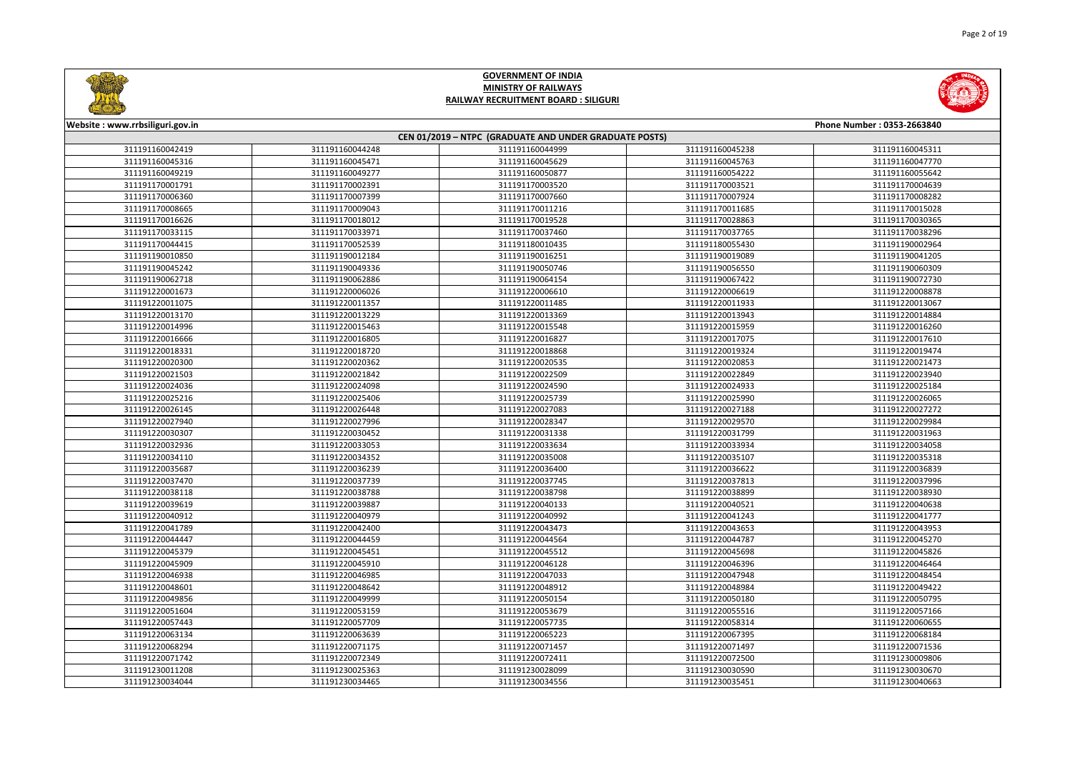# GOVERNMENT OF INDIA
## MINISTRY OF RAILWAYS
## RAILWAY RECRUITMENT BOARD : SILIGURI

Website : www.rrbsiliguri.gov.in | Phone Number : 0353-2663840

### CEN 01/2019 – NTPC (GRADUATE AND UNDER GRADUATE POSTS)

| | | | | |
|---|---|---|---|---|
| 311191160042419 | 311191160044248 | 311191160044999 | 311191160045238 | 311191160045311 |
| 311191160045316 | 311191160045471 | 311191160045629 | 311191160045763 | 311191160047770 |
| 311191160049219 | 311191160049277 | 311191160050877 | 311191160054222 | 311191160055642 |
| 311191170001791 | 311191170002391 | 311191170003520 | 311191170003521 | 311191170004639 |
| 311191170006360 | 311191170007399 | 311191170007660 | 311191170007924 | 311191170008282 |
| 311191170008665 | 311191170009043 | 311191170011216 | 311191170011685 | 311191170015028 |
| 311191170016626 | 311191170018012 | 311191170019528 | 311191170028863 | 311191170030365 |
| 311191170033115 | 311191170033971 | 311191170037460 | 311191170037765 | 311191170038296 |
| 311191170044415 | 311191170052539 | 311191180010435 | 311191180055430 | 311191190002964 |
| 311191190010850 | 311191190012184 | 311191190016251 | 311191190019089 | 311191190041205 |
| 311191190045242 | 311191190049336 | 311191190050746 | 311191190056550 | 311191190060309 |
| 311191190062718 | 311191190062886 | 311191190064154 | 311191190067422 | 311191190072730 |
| 311191220001673 | 311191220006026 | 311191220006610 | 311191220006619 | 311191220008878 |
| 311191220011075 | 311191220011357 | 311191220011485 | 311191220011933 | 311191220013067 |
| 311191220013170 | 311191220013229 | 311191220013369 | 311191220013943 | 311191220014884 |
| 311191220014996 | 311191220015463 | 311191220015548 | 311191220015959 | 311191220016260 |
| 311191220016666 | 311191220016805 | 311191220016827 | 311191220017075 | 311191220017610 |
| 311191220018331 | 311191220018720 | 311191220018868 | 311191220019324 | 311191220019474 |
| 311191220020300 | 311191220020362 | 311191220020535 | 311191220020853 | 311191220021473 |
| 311191220021503 | 311191220021842 | 311191220022509 | 311191220022849 | 311191220023940 |
| 311191220024036 | 311191220024098 | 311191220024590 | 311191220024933 | 311191220025184 |
| 311191220025216 | 311191220025406 | 311191220025739 | 311191220025990 | 311191220026065 |
| 311191220026145 | 311191220026448 | 311191220027083 | 311191220027188 | 311191220027272 |
| 311191220027940 | 311191220027996 | 311191220028347 | 311191220029570 | 311191220029984 |
| 311191220030307 | 311191220030452 | 311191220031338 | 311191220031799 | 311191220031963 |
| 311191220032936 | 311191220033053 | 311191220033634 | 311191220033934 | 311191220034058 |
| 311191220034110 | 311191220034352 | 311191220035008 | 311191220035107 | 311191220035318 |
| 311191220035687 | 311191220036239 | 311191220036400 | 311191220036622 | 311191220036839 |
| 311191220037470 | 311191220037739 | 311191220037745 | 311191220037813 | 311191220037996 |
| 311191220038118 | 311191220038788 | 311191220038798 | 311191220038899 | 311191220038930 |
| 311191220039619 | 311191220039887 | 311191220040133 | 311191220040521 | 311191220040638 |
| 311191220040912 | 311191220040979 | 311191220040992 | 311191220041243 | 311191220041777 |
| 311191220041789 | 311191220042400 | 311191220043473 | 311191220043653 | 311191220043953 |
| 311191220044447 | 311191220044459 | 311191220044564 | 311191220044787 | 311191220045270 |
| 311191220045379 | 311191220045451 | 311191220045512 | 311191220045698 | 311191220045826 |
| 311191220045909 | 311191220045910 | 311191220046128 | 311191220046396 | 311191220046464 |
| 311191220046938 | 311191220046985 | 311191220047033 | 311191220047948 | 311191220048454 |
| 311191220048601 | 311191220048642 | 311191220048912 | 311191220048984 | 311191220049422 |
| 311191220049856 | 311191220049999 | 311191220050154 | 311191220050180 | 311191220050795 |
| 311191220051604 | 311191220053159 | 311191220053679 | 311191220055516 | 311191220057166 |
| 311191220057443 | 311191220057709 | 311191220057735 | 311191220058314 | 311191220060655 |
| 311191220063134 | 311191220063639 | 311191220065223 | 311191220067395 | 311191220068184 |
| 311191220068294 | 311191220071175 | 311191220071457 | 311191220071497 | 311191220071536 |
| 311191220071742 | 311191220072349 | 311191220072411 | 311191220072500 | 311191230009806 |
| 311191230011208 | 311191230025363 | 311191230028099 | 311191230030590 | 311191230030670 |
| 311191230034044 | 311191230034465 | 311191230034556 | 311191230035451 | 311191230040663 |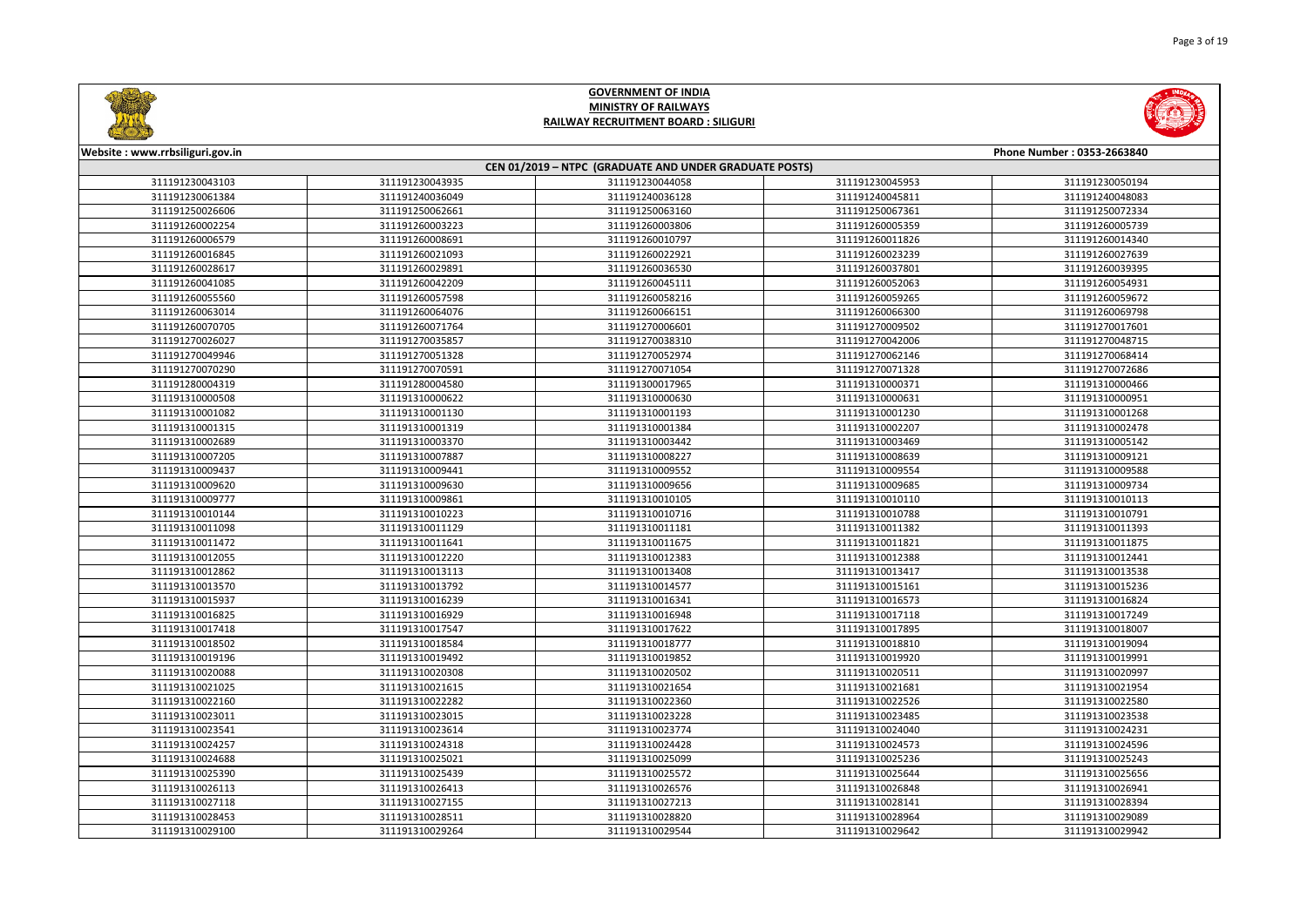# GOVERNMENT OF INDIA
## MINISTRY OF RAILWAYS
## RAILWAY RECRUITMENT BOARD : SILIGURI

Website : www.rrbsiliguri.gov.in

Phone Number : 0353-2663840

### CEN 01/2019 – NTPC (GRADUATE AND UNDER GRADUATE POSTS)

| | | | | |
|---|---|---|---|---|
| 311191230043103 | 311191230043935 | 311191230044058 | 311191230045953 | 311191230050194 |
| 311191230061384 | 311191240036049 | 311191240036128 | 311191240045811 | 311191240048083 |
| 311191250026606 | 311191250062661 | 311191250063160 | 311191250067361 | 311191250072334 |
| 311191260002254 | 311191260003223 | 311191260003806 | 311191260005359 | 311191260005739 |
| 311191260006579 | 311191260008691 | 311191260010797 | 311191260011826 | 311191260014340 |
| 311191260016845 | 311191260021093 | 311191260022921 | 311191260023239 | 311191260027639 |
| 311191260028617 | 311191260029891 | 311191260036530 | 311191260037801 | 311191260039395 |
| 311191260041085 | 311191260042209 | 311191260045111 | 311191260052063 | 311191260054931 |
| 311191260055560 | 311191260057598 | 311191260058216 | 311191260059265 | 311191260059672 |
| 311191260063014 | 311191260064076 | 311191260066151 | 311191260066300 | 311191260069798 |
| 311191260070705 | 311191260071764 | 311191270006601 | 311191270009502 | 311191270017601 |
| 311191270026027 | 311191270035857 | 311191270038310 | 311191270042006 | 311191270048715 |
| 311191270049946 | 311191270051328 | 311191270052974 | 311191270062146 | 311191270068414 |
| 311191270070290 | 311191270070591 | 311191270071054 | 311191270071328 | 311191270072686 |
| 311191280004319 | 311191280004580 | 311191300017965 | 311191310000371 | 311191310000466 |
| 311191310000508 | 311191310000622 | 311191310000630 | 311191310000631 | 311191310000951 |
| 311191310001082 | 311191310001130 | 311191310001193 | 311191310001230 | 311191310001268 |
| 311191310001315 | 311191310001319 | 311191310001384 | 311191310002207 | 311191310002478 |
| 311191310002689 | 311191310003370 | 311191310003442 | 311191310003469 | 311191310005142 |
| 311191310007205 | 311191310007887 | 311191310008227 | 311191310008639 | 311191310009121 |
| 311191310009437 | 311191310009441 | 311191310009552 | 311191310009554 | 311191310009588 |
| 311191310009620 | 311191310009630 | 311191310009656 | 311191310009685 | 311191310009734 |
| 311191310009777 | 311191310009861 | 311191310010105 | 311191310010110 | 311191310010113 |
| 311191310010144 | 311191310010223 | 311191310010716 | 311191310010788 | 311191310010791 |
| 311191310011098 | 311191310011129 | 311191310011181 | 311191310011382 | 311191310011393 |
| 311191310011472 | 311191310011641 | 311191310011675 | 311191310011821 | 311191310011875 |
| 311191310012055 | 311191310012220 | 311191310012383 | 311191310012388 | 311191310012441 |
| 311191310012862 | 311191310013113 | 311191310013408 | 311191310013417 | 311191310013538 |
| 311191310013570 | 311191310013792 | 311191310014577 | 311191310015161 | 311191310015236 |
| 311191310015937 | 311191310016239 | 311191310016341 | 311191310016573 | 311191310016824 |
| 311191310016825 | 311191310016929 | 311191310016948 | 311191310017118 | 311191310017249 |
| 311191310017418 | 311191310017547 | 311191310017622 | 311191310017895 | 311191310018007 |
| 311191310018502 | 311191310018584 | 311191310018777 | 311191310018810 | 311191310019094 |
| 311191310019196 | 311191310019492 | 311191310019852 | 311191310019920 | 311191310019991 |
| 311191310020088 | 311191310020308 | 311191310020502 | 311191310020511 | 311191310020997 |
| 311191310021025 | 311191310021615 | 311191310021654 | 311191310021681 | 311191310021954 |
| 311191310022160 | 311191310022282 | 311191310022360 | 311191310022526 | 311191310022580 |
| 311191310023011 | 311191310023015 | 311191310023228 | 311191310023485 | 311191310023538 |
| 311191310023541 | 311191310023614 | 311191310023774 | 311191310024040 | 311191310024231 |
| 311191310024257 | 311191310024318 | 311191310024428 | 311191310024573 | 311191310024596 |
| 311191310024688 | 311191310025021 | 311191310025099 | 311191310025236 | 311191310025243 |
| 311191310025390 | 311191310025439 | 311191310025572 | 311191310025644 | 311191310025656 |
| 311191310026113 | 311191310026413 | 311191310026576 | 311191310026848 | 311191310026941 |
| 311191310027118 | 311191310027155 | 311191310027213 | 311191310028141 | 311191310028394 |
| 311191310028453 | 311191310028511 | 311191310028820 | 311191310028964 | 311191310029089 |
| 311191310029100 | 311191310029264 | 311191310029544 | 311191310029642 | 311191310029942 |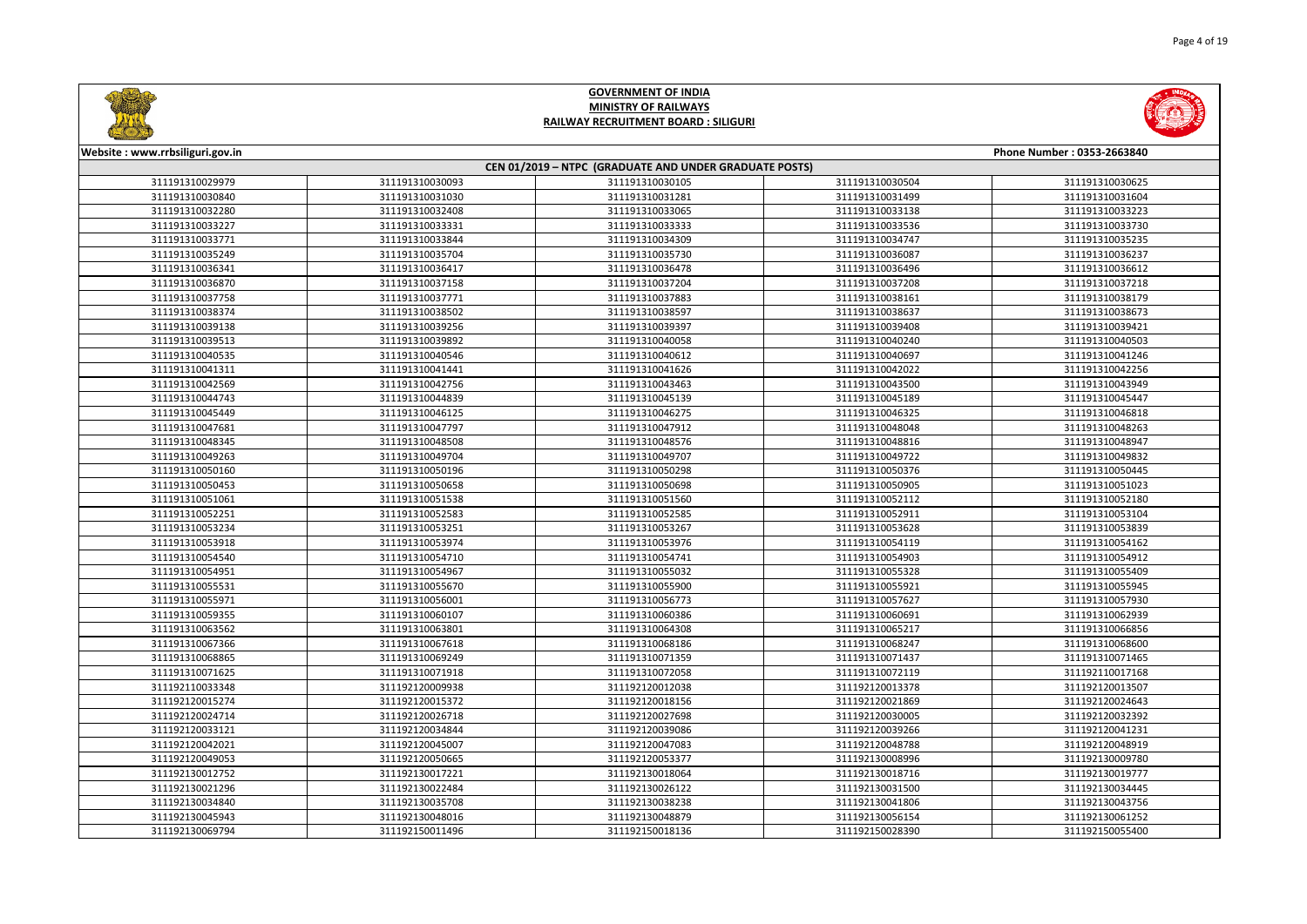**GOVERNMENT OF INDIA**
**MINISTRY OF RAILWAYS**
**RAILWAY RECRUITMENT BOARD : SILIGURI**

Website : www.rrbsiliguri.gov.in | Phone Number : 0353-2663840

**CEN 01/2019 – NTPC (GRADUATE AND UNDER GRADUATE POSTS)**

| | | | | |
|---|---|---|---|---|
| 311191310029979 | 311191310030093 | 311191310030105 | 311191310030504 | 311191310030625 |
| 311191310030840 | 311191310031030 | 311191310031281 | 311191310031499 | 311191310031604 |
| 311191310032280 | 311191310032408 | 311191310033065 | 311191310033138 | 311191310033223 |
| 311191310033227 | 311191310033331 | 311191310033333 | 311191310033536 | 311191310033730 |
| 311191310033771 | 311191310033844 | 311191310034309 | 311191310034747 | 311191310035235 |
| 311191310035249 | 311191310035704 | 311191310035730 | 311191310036087 | 311191310036237 |
| 311191310036341 | 311191310036417 | 311191310036478 | 311191310036496 | 311191310036612 |
| 311191310036870 | 311191310037158 | 311191310037204 | 311191310037208 | 311191310037218 |
| 311191310037758 | 311191310037771 | 311191310037883 | 311191310038161 | 311191310038179 |
| 311191310038374 | 311191310038502 | 311191310038597 | 311191310038637 | 311191310038673 |
| 311191310039138 | 311191310039256 | 311191310039397 | 311191310039408 | 311191310039421 |
| 311191310039513 | 311191310039892 | 311191310040058 | 311191310040240 | 311191310040503 |
| 311191310040535 | 311191310040546 | 311191310040612 | 311191310040697 | 311191310041246 |
| 311191310041311 | 311191310041441 | 311191310041626 | 311191310042022 | 311191310042256 |
| 311191310042569 | 311191310042756 | 311191310043463 | 311191310043500 | 311191310043949 |
| 311191310044743 | 311191310044839 | 311191310045139 | 311191310045189 | 311191310045447 |
| 311191310045449 | 311191310046125 | 311191310046275 | 311191310046325 | 311191310046818 |
| 311191310047681 | 311191310047797 | 311191310047912 | 311191310048048 | 311191310048263 |
| 311191310048345 | 311191310048508 | 311191310048576 | 311191310048816 | 311191310048947 |
| 311191310049263 | 311191310049704 | 311191310049707 | 311191310049722 | 311191310049832 |
| 311191310050160 | 311191310050196 | 311191310050298 | 311191310050376 | 311191310050445 |
| 311191310050453 | 311191310050658 | 311191310050698 | 311191310050905 | 311191310051023 |
| 311191310051061 | 311191310051538 | 311191310051560 | 311191310052112 | 311191310052180 |
| 311191310052251 | 311191310052583 | 311191310052585 | 311191310052911 | 311191310053104 |
| 311191310053234 | 311191310053251 | 311191310053267 | 311191310053628 | 311191310053839 |
| 311191310053918 | 311191310053974 | 311191310053976 | 311191310054119 | 311191310054162 |
| 311191310054540 | 311191310054710 | 311191310054741 | 311191310054903 | 311191310054912 |
| 311191310054951 | 311191310054967 | 311191310055032 | 311191310055328 | 311191310055409 |
| 311191310055531 | 311191310055670 | 311191310055900 | 311191310055921 | 311191310055945 |
| 311191310055971 | 311191310056001 | 311191310056773 | 311191310057627 | 311191310057930 |
| 311191310059355 | 311191310060107 | 311191310060386 | 311191310060691 | 311191310062939 |
| 311191310063562 | 311191310063801 | 311191310064308 | 311191310065217 | 311191310066856 |
| 311191310067366 | 311191310067618 | 311191310068186 | 311191310068247 | 311191310068600 |
| 311191310068865 | 311191310069249 | 311191310071359 | 311191310071437 | 311191310071465 |
| 311191310071625 | 311191310071918 | 311191310072058 | 311191310072119 | 311192110017168 |
| 311192110033348 | 311192120009938 | 311192120012038 | 311192120013378 | 311192120013507 |
| 311192120015274 | 311192120015372 | 311192120018156 | 311192120021869 | 311192120024643 |
| 311192120024714 | 311192120026718 | 311192120027698 | 311192120030005 | 311192120032392 |
| 311192120033121 | 311192120034844 | 311192120039086 | 311192120039266 | 311192120041231 |
| 311192120042021 | 311192120045007 | 311192120047083 | 311192120048788 | 311192120048919 |
| 311192120049053 | 311192120050665 | 311192120053377 | 311192130008996 | 311192130009780 |
| 311192130012752 | 311192130017221 | 311192130018064 | 311192130018716 | 311192130019777 |
| 311192130021296 | 311192130022484 | 311192130026122 | 311192130031500 | 311192130034445 |
| 311192130034840 | 311192130035708 | 311192130038238 | 311192130041806 | 311192130043756 |
| 311192130045943 | 311192130048016 | 311192130048879 | 311192130056154 | 311192130061252 |
| 311192130069794 | 311192150011496 | 311192150018136 | 311192150028390 | 311192150055400 |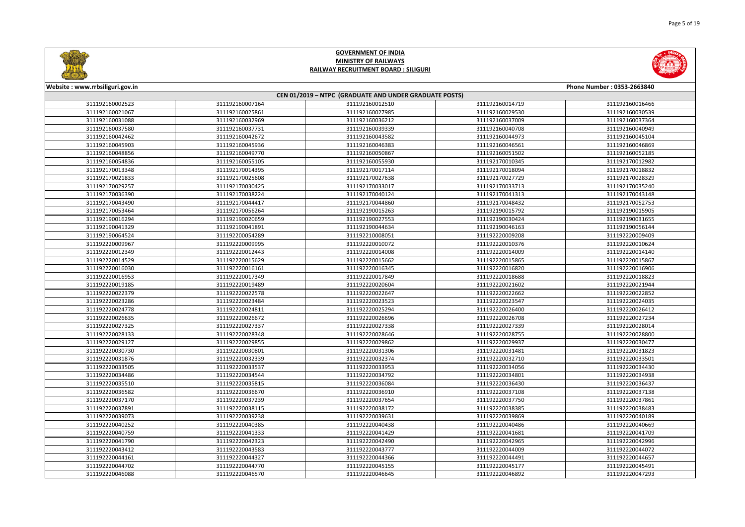# GOVERNMENT OF INDIA
## MINISTRY OF RAILWAYS
## RAILWAY RECRUITMENT BOARD : SILIGURI

Website : www.rrbsiliguri.gov.in | Phone Number : 0353-2663840

### CEN 01/2019 – NTPC (GRADUATE AND UNDER GRADUATE POSTS)

| | | | | |
|---|---|---|---|---|
| 311192160002523 | 311192160007164 | 311192160012510 | 311192160014719 | 311192160016466 |
| 311192160021067 | 311192160025861 | 311192160027985 | 311192160029530 | 311192160030539 |
| 311192160031088 | 311192160032969 | 311192160036212 | 311192160037009 | 311192160037364 |
| 311192160037580 | 311192160037731 | 311192160039339 | 311192160040708 | 311192160040949 |
| 311192160042462 | 311192160042672 | 311192160043582 | 311192160044973 | 311192160045104 |
| 311192160045903 | 311192160045936 | 311192160046383 | 311192160046561 | 311192160046869 |
| 311192160048856 | 311192160049770 | 311192160050867 | 311192160051502 | 311192160052185 |
| 311192160054836 | 311192160055105 | 311192160055930 | 311192170010345 | 311192170012982 |
| 311192170013348 | 311192170014395 | 311192170017114 | 311192170018094 | 311192170018832 |
| 311192170021833 | 311192170025608 | 311192170027638 | 311192170027729 | 311192170028329 |
| 311192170029257 | 311192170030425 | 311192170033017 | 311192170033713 | 311192170035240 |
| 311192170036390 | 311192170038224 | 311192170040124 | 311192170041313 | 311192170043148 |
| 311192170043490 | 311192170044417 | 311192170044860 | 311192170048432 | 311192170052753 |
| 311192170053464 | 311192170056264 | 311192190015263 | 311192190015792 | 311192190015905 |
| 311192190016294 | 311192190020659 | 311192190027553 | 311192190030424 | 311192190031655 |
| 311192190041329 | 311192190041891 | 311192190044634 | 311192190046163 | 311192190056144 |
| 311192190064524 | 311192200054289 | 311192210008051 | 311192220009208 | 311192220009409 |
| 311192220009967 | 311192220009995 | 311192220010072 | 311192220010376 | 311192220010624 |
| 311192220012349 | 311192220012443 | 311192220014008 | 311192220014009 | 311192220014140 |
| 311192220014529 | 311192220015629 | 311192220015662 | 311192220015865 | 311192220015867 |
| 311192220016030 | 311192220016161 | 311192220016345 | 311192220016820 | 311192220016906 |
| 311192220016953 | 311192220017349 | 311192220017849 | 311192220018688 | 311192220018823 |
| 311192220019185 | 311192220019489 | 311192220020604 | 311192220021602 | 311192220021944 |
| 311192220022379 | 311192220022578 | 311192220022647 | 311192220022662 | 311192220022852 |
| 311192220023286 | 311192220023484 | 311192220023523 | 311192220023547 | 311192220024035 |
| 311192220024778 | 311192220024811 | 311192220025294 | 311192220026400 | 311192220026412 |
| 311192220026635 | 311192220026672 | 311192220026696 | 311192220026708 | 311192220027234 |
| 311192220027325 | 311192220027337 | 311192220027338 | 311192220027339 | 311192220028014 |
| 311192220028133 | 311192220028348 | 311192220028646 | 311192220028755 | 311192220028800 |
| 311192220029127 | 311192220029855 | 311192220029862 | 311192220029937 | 311192220030477 |
| 311192220030730 | 311192220030801 | 311192220031306 | 311192220031481 | 311192220031823 |
| 311192220031876 | 311192220032339 | 311192220032374 | 311192220032710 | 311192220033501 |
| 311192220033505 | 311192220033537 | 311192220033953 | 311192220034056 | 311192220034430 |
| 311192220034486 | 311192220034544 | 311192220034792 | 311192220034801 | 311192220034938 |
| 311192220035510 | 311192220035815 | 311192220036084 | 311192220036430 | 311192220036437 |
| 311192220036582 | 311192220036670 | 311192220036910 | 311192220037108 | 311192220037138 |
| 311192220037170 | 311192220037239 | 311192220037654 | 311192220037750 | 311192220037861 |
| 311192220037891 | 311192220038115 | 311192220038172 | 311192220038385 | 311192220038483 |
| 311192220039073 | 311192220039238 | 311192220039631 | 311192220039869 | 311192220040189 |
| 311192220040252 | 311192220040385 | 311192220040438 | 311192220040486 | 311192220040669 |
| 311192220040759 | 311192220041333 | 311192220041429 | 311192220041681 | 311192220041709 |
| 311192220041790 | 311192220042323 | 311192220042490 | 311192220042965 | 311192220042996 |
| 311192220043412 | 311192220043583 | 311192220043777 | 311192220044009 | 311192220044072 |
| 311192220044161 | 311192220044327 | 311192220044366 | 311192220044491 | 311192220044657 |
| 311192220044702 | 311192220044770 | 311192220045155 | 311192220045177 | 311192220045491 |
| 311192220046088 | 311192220046570 | 311192220046645 | 311192220046892 | 311192220047293 |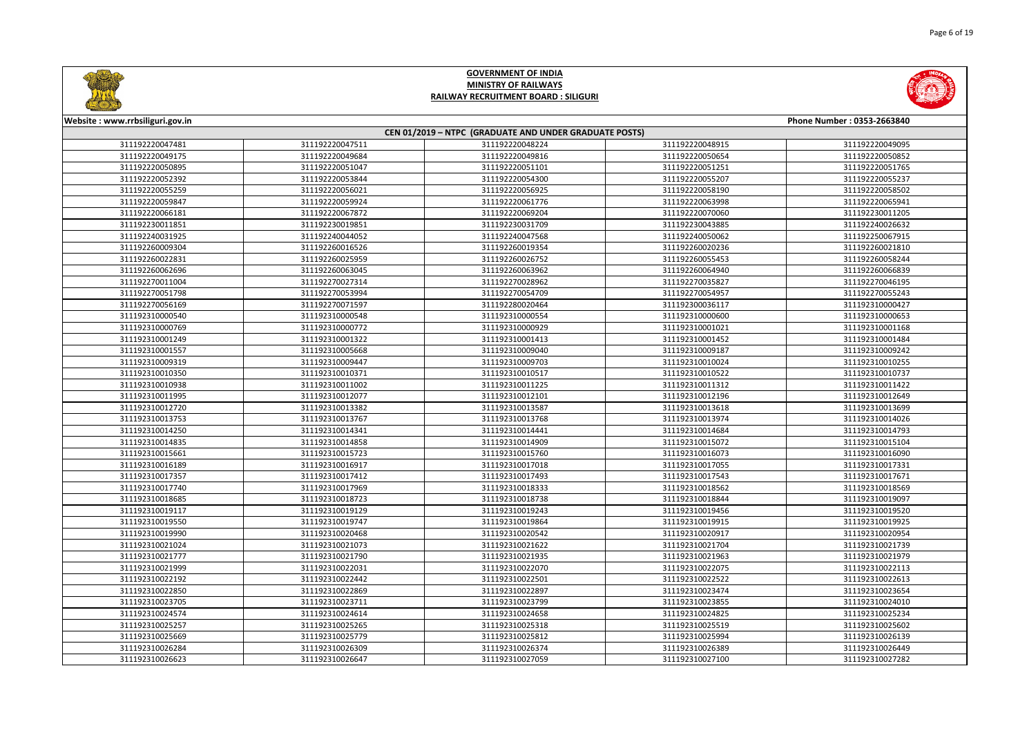# GOVERNMENT OF INDIA
## MINISTRY OF RAILWAYS
## RAILWAY RECRUITMENT BOARD : SILIGURI

Website : www.rrbsiliguri.gov.in | Phone Number : 0353-2663840

### CEN 01/2019 – NTPC (GRADUATE AND UNDER GRADUATE POSTS)

| | | | | |
|---|---|---|---|---|
| 311192220047481 | 311192220047511 | 311192220048224 | 311192220048915 | 311192220049095 |
| 311192220049175 | 311192220049684 | 311192220049816 | 311192220050654 | 311192220050852 |
| 311192220050895 | 311192220051047 | 311192220051101 | 311192220051251 | 311192220051765 |
| 311192220052392 | 311192220053844 | 311192220054300 | 311192220055207 | 311192220055237 |
| 311192220055259 | 311192220056021 | 311192220056925 | 311192220058190 | 311192220058502 |
| 311192220059847 | 311192220059924 | 311192220061776 | 311192220063998 | 311192220065941 |
| 311192220066181 | 311192220067872 | 311192220069204 | 311192220070060 | 311192230011205 |
| 311192230011851 | 311192230019851 | 311192230031709 | 311192230043885 | 311192240026632 |
| 311192240031925 | 311192240044052 | 311192240047568 | 311192240050062 | 311192250067915 |
| 311192260009304 | 311192260016526 | 311192260019354 | 311192260020236 | 311192260021810 |
| 311192260022831 | 311192260025959 | 311192260026752 | 311192260055453 | 311192260058244 |
| 311192260062696 | 311192260063045 | 311192260063962 | 311192260064940 | 311192260066839 |
| 311192270011004 | 311192270027314 | 311192270028962 | 311192270035827 | 311192270046195 |
| 311192270051798 | 311192270053994 | 311192270054709 | 311192270054957 | 311192270055243 |
| 311192270056169 | 311192270071597 | 311192280020464 | 311192300036117 | 311192310000427 |
| 311192310000540 | 311192310000548 | 311192310000554 | 311192310000600 | 311192310000653 |
| 311192310000769 | 311192310000772 | 311192310000929 | 311192310001021 | 311192310001168 |
| 311192310001249 | 311192310001322 | 311192310001413 | 311192310001452 | 311192310001484 |
| 311192310001557 | 311192310005668 | 311192310009040 | 311192310009187 | 311192310009242 |
| 311192310009319 | 311192310009447 | 311192310009703 | 311192310010024 | 311192310010255 |
| 311192310010350 | 311192310010371 | 311192310010517 | 311192310010522 | 311192310010737 |
| 311192310010938 | 311192310011002 | 311192310011225 | 311192310011312 | 311192310011422 |
| 311192310011995 | 311192310012077 | 311192310012101 | 311192310012196 | 311192310012649 |
| 311192310012720 | 311192310013382 | 311192310013587 | 311192310013618 | 311192310013699 |
| 311192310013753 | 311192310013767 | 311192310013768 | 311192310013974 | 311192310014026 |
| 311192310014250 | 311192310014341 | 311192310014441 | 311192310014684 | 311192310014793 |
| 311192310014835 | 311192310014858 | 311192310014909 | 311192310015072 | 311192310015104 |
| 311192310015661 | 311192310015723 | 311192310015760 | 311192310016073 | 311192310016090 |
| 311192310016189 | 311192310016917 | 311192310017018 | 311192310017055 | 311192310017331 |
| 311192310017357 | 311192310017412 | 311192310017493 | 311192310017543 | 311192310017671 |
| 311192310017740 | 311192310017969 | 311192310018333 | 311192310018562 | 311192310018569 |
| 311192310018685 | 311192310018723 | 311192310018738 | 311192310018844 | 311192310019097 |
| 311192310019117 | 311192310019129 | 311192310019243 | 311192310019456 | 311192310019520 |
| 311192310019550 | 311192310019747 | 311192310019864 | 311192310019915 | 311192310019925 |
| 311192310019990 | 311192310020468 | 311192310020542 | 311192310020917 | 311192310020954 |
| 311192310021024 | 311192310021073 | 311192310021622 | 311192310021704 | 311192310021739 |
| 311192310021777 | 311192310021790 | 311192310021935 | 311192310021963 | 311192310021979 |
| 311192310021999 | 311192310022031 | 311192310022070 | 311192310022075 | 311192310022113 |
| 311192310022192 | 311192310022442 | 311192310022501 | 311192310022522 | 311192310022613 |
| 311192310022850 | 311192310022869 | 311192310022897 | 311192310023474 | 311192310023654 |
| 311192310023705 | 311192310023711 | 311192310023799 | 311192310023855 | 311192310024010 |
| 311192310024574 | 311192310024614 | 311192310024658 | 311192310024825 | 311192310025234 |
| 311192310025257 | 311192310025265 | 311192310025318 | 311192310025519 | 311192310025602 |
| 311192310025669 | 311192310025779 | 311192310025812 | 311192310025994 | 311192310026139 |
| 311192310026284 | 311192310026309 | 311192310026374 | 311192310026389 | 311192310026449 |
| 311192310026623 | 311192310026647 | 311192310027059 | 311192310027100 | 311192310027282 |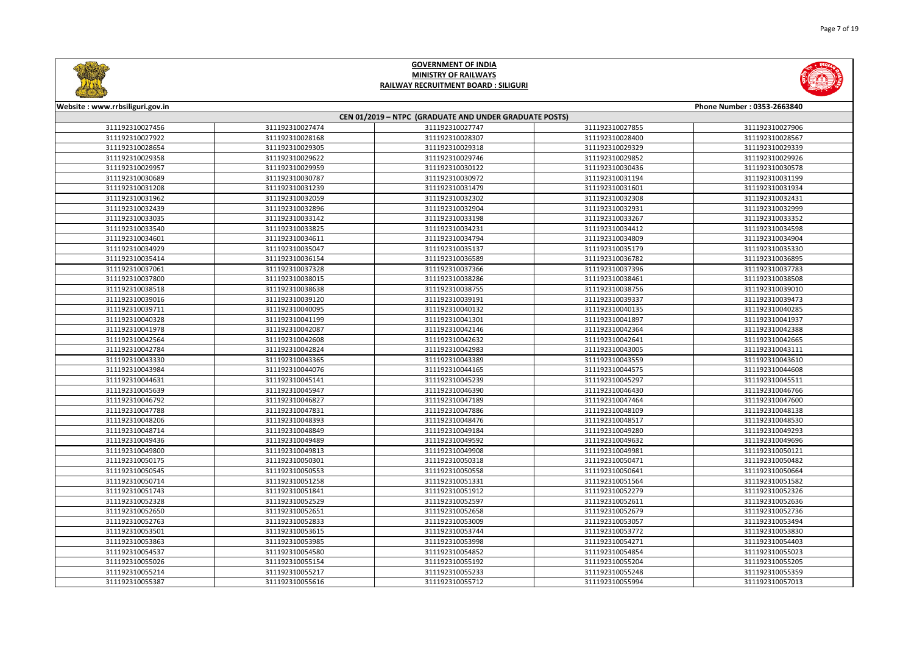# GOVERNMENT OF INDIA
## MINISTRY OF RAILWAYS
## RAILWAY RECRUITMENT BOARD : SILIGURI

Website : www.rrbsiliguri.gov.in | Phone Number : 0353-2663840

### CEN 01/2019 – NTPC (GRADUATE AND UNDER GRADUATE POSTS)

| | | | | |
|---|---|---|---|---|
| 311192310027456 | 311192310027474 | 311192310027747 | 311192310027855 | 311192310027906 |
| 311192310027922 | 311192310028168 | 311192310028307 | 311192310028400 | 311192310028567 |
| 311192310028654 | 311192310029305 | 311192310029318 | 311192310029329 | 311192310029339 |
| 311192310029358 | 311192310029622 | 311192310029746 | 311192310029852 | 311192310029926 |
| 311192310029957 | 311192310029959 | 311192310030122 | 311192310030436 | 311192310030578 |
| 311192310030689 | 311192310030787 | 311192310030972 | 311192310031194 | 311192310031199 |
| 311192310031208 | 311192310031239 | 311192310031479 | 311192310031601 | 311192310031934 |
| 311192310031962 | 311192310032059 | 311192310032302 | 311192310032308 | 311192310032431 |
| 311192310032439 | 311192310032896 | 311192310032904 | 311192310032931 | 311192310032999 |
| 311192310033035 | 311192310033142 | 311192310033198 | 311192310033267 | 311192310033352 |
| 311192310033540 | 311192310033825 | 311192310034231 | 311192310034412 | 311192310034598 |
| 311192310034601 | 311192310034611 | 311192310034794 | 311192310034809 | 311192310034904 |
| 311192310034929 | 311192310035047 | 311192310035137 | 311192310035179 | 311192310035330 |
| 311192310035414 | 311192310036154 | 311192310036589 | 311192310036782 | 311192310036895 |
| 311192310037061 | 311192310037328 | 311192310037366 | 311192310037396 | 311192310037783 |
| 311192310037800 | 311192310038015 | 311192310038286 | 311192310038461 | 311192310038508 |
| 311192310038518 | 311192310038638 | 311192310038755 | 311192310038756 | 311192310039010 |
| 311192310039016 | 311192310039120 | 311192310039191 | 311192310039337 | 311192310039473 |
| 311192310039711 | 311192310040095 | 311192310040132 | 311192310040135 | 311192310040285 |
| 311192310040328 | 311192310041199 | 311192310041301 | 311192310041897 | 311192310041937 |
| 311192310041978 | 311192310042087 | 311192310042146 | 311192310042364 | 311192310042388 |
| 311192310042564 | 311192310042608 | 311192310042632 | 311192310042641 | 311192310042665 |
| 311192310042784 | 311192310042824 | 311192310042983 | 311192310043005 | 311192310043111 |
| 311192310043330 | 311192310043365 | 311192310043389 | 311192310043559 | 311192310043610 |
| 311192310043984 | 311192310044076 | 311192310044165 | 311192310044575 | 311192310044608 |
| 311192310044631 | 311192310045141 | 311192310045239 | 311192310045297 | 311192310045511 |
| 311192310045639 | 311192310045947 | 311192310046390 | 311192310046430 | 311192310046766 |
| 311192310046792 | 311192310046827 | 311192310047189 | 311192310047464 | 311192310047600 |
| 311192310047788 | 311192310047831 | 311192310047886 | 311192310048109 | 311192310048138 |
| 311192310048206 | 311192310048393 | 311192310048476 | 311192310048517 | 311192310048530 |
| 311192310048714 | 311192310048849 | 311192310049184 | 311192310049280 | 311192310049293 |
| 311192310049436 | 311192310049489 | 311192310049592 | 311192310049632 | 311192310049696 |
| 311192310049800 | 311192310049813 | 311192310049908 | 311192310049981 | 311192310050121 |
| 311192310050175 | 311192310050301 | 311192310050318 | 311192310050471 | 311192310050482 |
| 311192310050545 | 311192310050553 | 311192310050558 | 311192310050641 | 311192310050664 |
| 311192310050714 | 311192310051258 | 311192310051331 | 311192310051564 | 311192310051582 |
| 311192310051743 | 311192310051841 | 311192310051912 | 311192310052279 | 311192310052326 |
| 311192310052328 | 311192310052529 | 311192310052597 | 311192310052611 | 311192310052636 |
| 311192310052650 | 311192310052651 | 311192310052658 | 311192310052679 | 311192310052736 |
| 311192310052763 | 311192310052833 | 311192310053009 | 311192310053057 | 311192310053494 |
| 311192310053501 | 311192310053615 | 311192310053744 | 311192310053772 | 311192310053830 |
| 311192310053863 | 311192310053985 | 311192310053998 | 311192310054271 | 311192310054403 |
| 311192310054537 | 311192310054580 | 311192310054852 | 311192310054854 | 311192310055023 |
| 311192310055026 | 311192310055154 | 311192310055192 | 311192310055204 | 311192310055205 |
| 311192310055214 | 311192310055217 | 311192310055233 | 311192310055248 | 311192310055359 |
| 311192310055387 | 311192310055616 | 311192310055712 | 311192310055994 | 311192310057013 |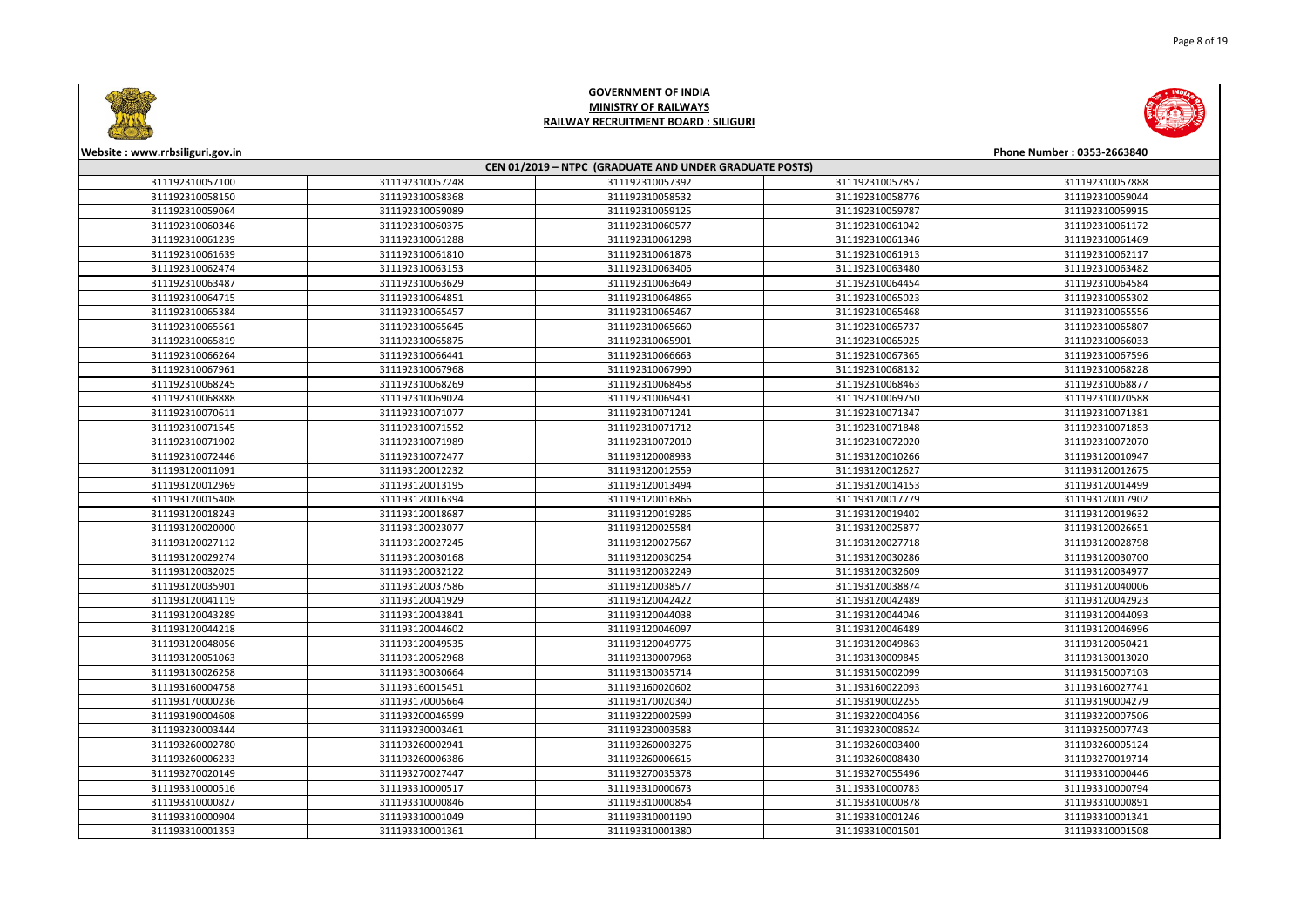# GOVERNMENT OF INDIA
## MINISTRY OF RAILWAYS
## RAILWAY RECRUITMENT BOARD : SILIGURI

**Website : www.rrbsiliguri.gov.in** | **Phone Number : 0353-2663840**

### CEN 01/2019 – NTPC (GRADUATE AND UNDER GRADUATE POSTS)

| | | | | |
|---|---|---|---|---|
| 311192310057100 | 311192310057248 | 311192310057392 | 311192310057857 | 311192310057888 |
| 311192310058150 | 311192310058368 | 311192310058532 | 311192310058776 | 311192310059044 |
| 311192310059064 | 311192310059089 | 311192310059125 | 311192310059787 | 311192310059915 |
| 311192310060346 | 311192310060375 | 311192310060577 | 311192310061042 | 311192310061172 |
| 311192310061239 | 311192310061288 | 311192310061298 | 311192310061346 | 311192310061469 |
| 311192310061639 | 311192310061810 | 311192310061878 | 311192310061913 | 311192310062117 |
| 311192310062474 | 311192310063153 | 311192310063406 | 311192310063480 | 311192310063482 |
| 311192310063487 | 311192310063629 | 311192310063649 | 311192310064454 | 311192310064584 |
| 311192310064715 | 311192310064851 | 311192310064866 | 311192310065023 | 311192310065302 |
| 311192310065384 | 311192310065457 | 311192310065467 | 311192310065468 | 311192310065556 |
| 311192310065561 | 311192310065645 | 311192310065660 | 311192310065737 | 311192310065807 |
| 311192310065819 | 311192310065875 | 311192310065901 | 311192310065925 | 311192310066033 |
| 311192310066264 | 311192310066441 | 311192310066663 | 311192310067365 | 311192310067596 |
| 311192310067961 | 311192310067968 | 311192310067990 | 311192310068132 | 311192310068228 |
| 311192310068245 | 311192310068269 | 311192310068458 | 311192310068463 | 311192310068877 |
| 311192310068888 | 311192310069024 | 311192310069431 | 311192310069750 | 311192310070588 |
| 311192310070611 | 311192310071077 | 311192310071241 | 311192310071347 | 311192310071381 |
| 311192310071545 | 311192310071552 | 311192310071712 | 311192310071848 | 311192310071853 |
| 311192310071902 | 311192310071989 | 311192310072010 | 311192310072020 | 311192310072070 |
| 311192310072446 | 311192310072477 | 311193120008933 | 311193120010266 | 311193120010947 |
| 311193120011091 | 311193120012232 | 311193120012559 | 311193120012627 | 311193120012675 |
| 311193120012969 | 311193120013195 | 311193120013494 | 311193120014153 | 311193120014499 |
| 311193120015408 | 311193120016394 | 311193120016866 | 311193120017779 | 311193120017902 |
| 311193120018243 | 311193120018687 | 311193120019286 | 311193120019402 | 311193120019632 |
| 311193120020000 | 311193120023077 | 311193120025584 | 311193120025877 | 311193120026651 |
| 311193120027112 | 311193120027245 | 311193120027567 | 311193120027718 | 311193120028798 |
| 311193120029274 | 311193120030168 | 311193120030254 | 311193120030286 | 311193120030700 |
| 311193120032025 | 311193120032122 | 311193120032249 | 311193120032609 | 311193120034977 |
| 311193120035901 | 311193120037586 | 311193120038577 | 311193120038874 | 311193120040006 |
| 311193120041119 | 311193120041929 | 311193120042422 | 311193120042489 | 311193120042923 |
| 311193120043289 | 311193120043841 | 311193120044038 | 311193120044046 | 311193120044093 |
| 311193120044218 | 311193120044602 | 311193120046097 | 311193120046489 | 311193120046996 |
| 311193120048056 | 311193120049535 | 311193120049775 | 311193120049863 | 311193120050421 |
| 311193120051063 | 311193120052968 | 311193130007968 | 311193130009845 | 311193130013020 |
| 311193130026258 | 311193130030664 | 311193130035714 | 311193150002099 | 311193150007103 |
| 311193160004758 | 311193160015451 | 311193160020602 | 311193160022093 | 311193160027741 |
| 311193170000236 | 311193170005664 | 311193170020340 | 311193190002255 | 311193190004279 |
| 311193190004608 | 311193200046599 | 311193220002599 | 311193220004056 | 311193220007506 |
| 311193230003444 | 311193230003461 | 311193230003583 | 311193230008624 | 311193250007743 |
| 311193260002780 | 311193260002941 | 311193260003276 | 311193260003400 | 311193260005124 |
| 311193260006233 | 311193260006386 | 311193260006615 | 311193260008430 | 311193270019714 |
| 311193270020149 | 311193270027447 | 311193270035378 | 311193270055496 | 311193310000446 |
| 311193310000516 | 311193310000517 | 311193310000673 | 311193310000783 | 311193310000794 |
| 311193310000827 | 311193310000846 | 311193310000854 | 311193310000878 | 311193310000891 |
| 311193310000904 | 311193310001049 | 311193310001190 | 311193310001246 | 311193310001341 |
| 311193310001353 | 311193310001361 | 311193310001380 | 311193310001501 | 311193310001508 |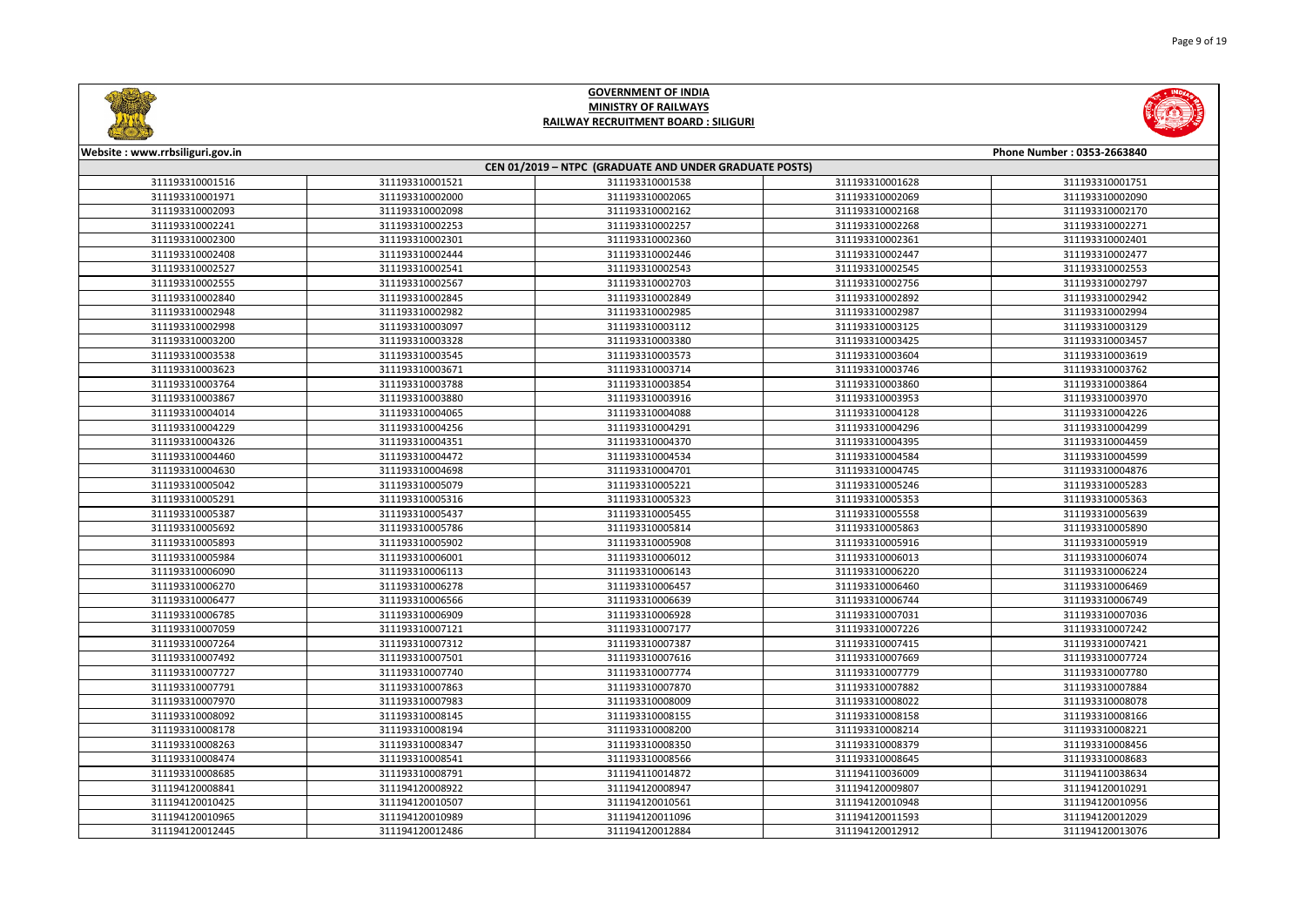# GOVERNMENT OF INDIA
## MINISTRY OF RAILWAYS
## RAILWAY RECRUITMENT BOARD : SILIGURI

Website : www.rrbsiliguri.gov.in | Phone Number : 0353-2663840

### CEN 01/2019 – NTPC (GRADUATE AND UNDER GRADUATE POSTS)

| | | | | |
|---|---|---|---|---|
| 311193310001516 | 311193310001521 | 311193310001538 | 311193310001628 | 311193310001751 |
| 311193310001971 | 311193310002000 | 311193310002065 | 311193310002069 | 311193310002090 |
| 311193310002093 | 311193310002098 | 311193310002162 | 311193310002168 | 311193310002170 |
| 311193310002241 | 311193310002253 | 311193310002257 | 311193310002268 | 311193310002271 |
| 311193310002300 | 311193310002301 | 311193310002360 | 311193310002361 | 311193310002401 |
| 311193310002408 | 311193310002444 | 311193310002446 | 311193310002447 | 311193310002477 |
| 311193310002527 | 311193310002541 | 311193310002543 | 311193310002545 | 311193310002553 |
| 311193310002555 | 311193310002567 | 311193310002703 | 311193310002756 | 311193310002797 |
| 311193310002840 | 311193310002845 | 311193310002849 | 311193310002892 | 311193310002942 |
| 311193310002948 | 311193310002982 | 311193310002985 | 311193310002987 | 311193310002994 |
| 311193310002998 | 311193310003097 | 311193310003112 | 311193310003125 | 311193310003129 |
| 311193310003200 | 311193310003328 | 311193310003380 | 311193310003425 | 311193310003457 |
| 311193310003538 | 311193310003545 | 311193310003573 | 311193310003604 | 311193310003619 |
| 311193310003623 | 311193310003671 | 311193310003714 | 311193310003746 | 311193310003762 |
| 311193310003764 | 311193310003788 | 311193310003854 | 311193310003860 | 311193310003864 |
| 311193310003867 | 311193310003880 | 311193310003916 | 311193310003953 | 311193310003970 |
| 311193310004014 | 311193310004065 | 311193310004088 | 311193310004128 | 311193310004226 |
| 311193310004229 | 311193310004256 | 311193310004291 | 311193310004296 | 311193310004299 |
| 311193310004326 | 311193310004351 | 311193310004370 | 311193310004395 | 311193310004459 |
| 311193310004460 | 311193310004472 | 311193310004534 | 311193310004584 | 311193310004599 |
| 311193310004630 | 311193310004698 | 311193310004701 | 311193310004745 | 311193310004876 |
| 311193310005042 | 311193310005079 | 311193310005221 | 311193310005246 | 311193310005283 |
| 311193310005291 | 311193310005316 | 311193310005323 | 311193310005353 | 311193310005363 |
| 311193310005387 | 311193310005437 | 311193310005455 | 311193310005558 | 311193310005639 |
| 311193310005692 | 311193310005786 | 311193310005814 | 311193310005863 | 311193310005890 |
| 311193310005893 | 311193310005902 | 311193310005908 | 311193310005916 | 311193310005919 |
| 311193310005984 | 311193310006001 | 311193310006012 | 311193310006013 | 311193310006074 |
| 311193310006090 | 311193310006113 | 311193310006143 | 311193310006220 | 311193310006224 |
| 311193310006270 | 311193310006278 | 311193310006457 | 311193310006460 | 311193310006469 |
| 311193310006477 | 311193310006566 | 311193310006639 | 311193310006744 | 311193310006749 |
| 311193310006785 | 311193310006909 | 311193310006928 | 311193310007031 | 311193310007036 |
| 311193310007059 | 311193310007121 | 311193310007177 | 311193310007226 | 311193310007242 |
| 311193310007264 | 311193310007312 | 311193310007387 | 311193310007415 | 311193310007421 |
| 311193310007492 | 311193310007501 | 311193310007616 | 311193310007669 | 311193310007724 |
| 311193310007727 | 311193310007740 | 311193310007774 | 311193310007779 | 311193310007780 |
| 311193310007791 | 311193310007863 | 311193310007870 | 311193310007882 | 311193310007884 |
| 311193310007970 | 311193310007983 | 311193310008009 | 311193310008022 | 311193310008078 |
| 311193310008092 | 311193310008145 | 311193310008155 | 311193310008158 | 311193310008166 |
| 311193310008178 | 311193310008194 | 311193310008200 | 311193310008214 | 311193310008221 |
| 311193310008263 | 311193310008347 | 311193310008350 | 311193310008379 | 311193310008456 |
| 311193310008474 | 311193310008541 | 311193310008566 | 311193310008645 | 311193310008683 |
| 311193310008685 | 311193310008791 | 311194110014872 | 311194110036009 | 311194110038634 |
| 311194120008841 | 311194120008922 | 311194120008947 | 311194120009807 | 311194120010291 |
| 311194120010425 | 311194120010507 | 311194120010561 | 311194120010948 | 311194120010956 |
| 311194120010965 | 311194120010989 | 311194120011096 | 311194120011593 | 311194120012029 |
| 311194120012445 | 311194120012486 | 311194120012884 | 311194120012912 | 311194120013076 |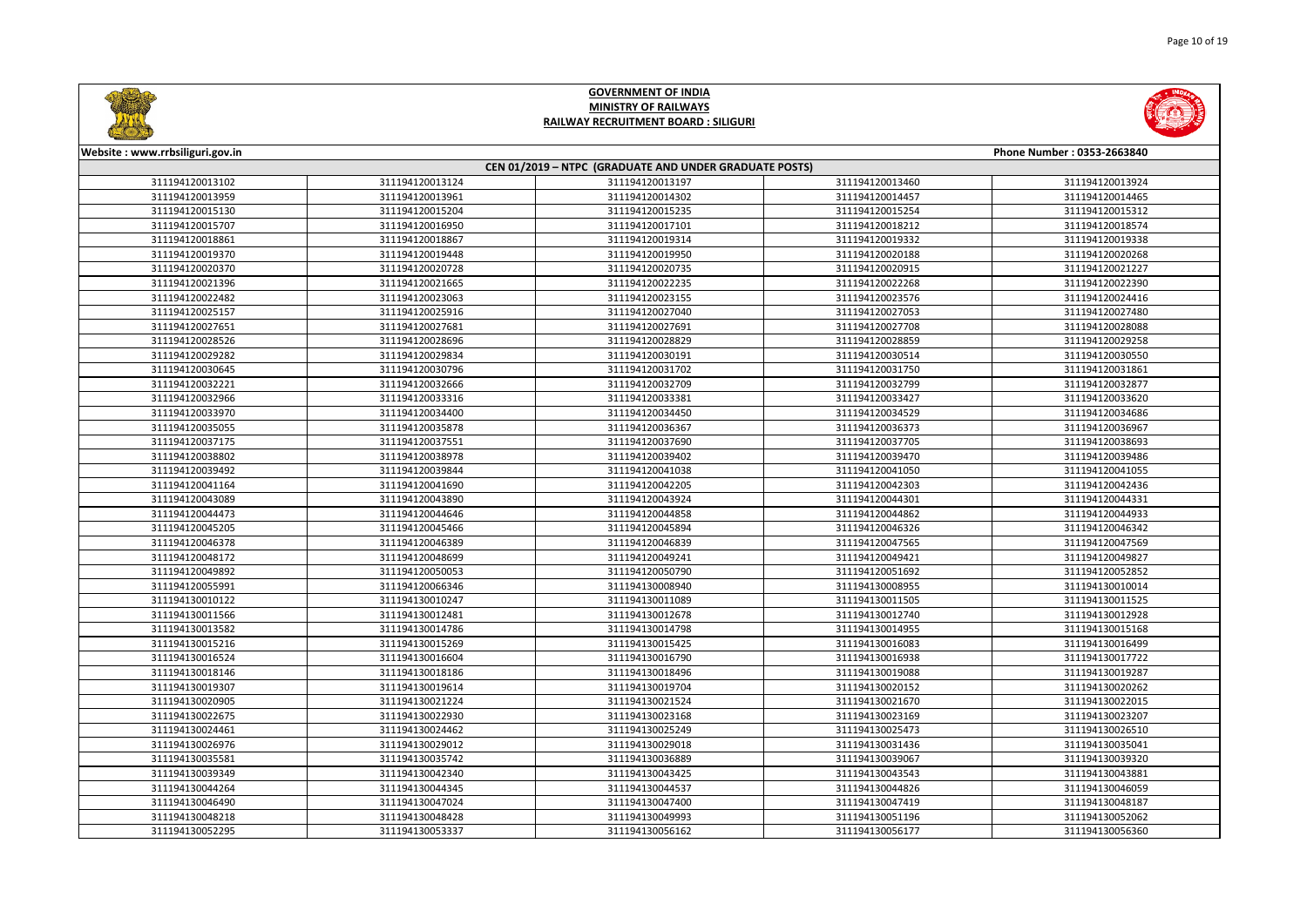# GOVERNMENT OF INDIA
## MINISTRY OF RAILWAYS
## RAILWAY RECRUITMENT BOARD : SILIGURI

Website : www.rrbsiliguri.gov.in

Phone Number : 0353-2663840

**CEN 01/2019 – NTPC (GRADUATE AND UNDER GRADUATE POSTS)**

| | | | | |
|---|---|---|---|---|
| 311194120013102 | 311194120013124 | 311194120013197 | 311194120013460 | 311194120013924 |
| 311194120013959 | 311194120013961 | 311194120014302 | 311194120014457 | 311194120014465 |
| 311194120015130 | 311194120015204 | 311194120015235 | 311194120015254 | 311194120015312 |
| 311194120015707 | 311194120016950 | 311194120017101 | 311194120018212 | 311194120018574 |
| 311194120018861 | 311194120018867 | 311194120019314 | 311194120019332 | 311194120019338 |
| 311194120019370 | 311194120019448 | 311194120019950 | 311194120020188 | 311194120020268 |
| 311194120020370 | 311194120020728 | 311194120020735 | 311194120020915 | 311194120021227 |
| 311194120021396 | 311194120021665 | 311194120022235 | 311194120022268 | 311194120022390 |
| 311194120022482 | 311194120023063 | 311194120023155 | 311194120023576 | 311194120024416 |
| 311194120025157 | 311194120025916 | 311194120027040 | 311194120027053 | 311194120027480 |
| 311194120027651 | 311194120027681 | 311194120027691 | 311194120027708 | 311194120028088 |
| 311194120028526 | 311194120028696 | 311194120028829 | 311194120028859 | 311194120029258 |
| 311194120029282 | 311194120029834 | 311194120030191 | 311194120030514 | 311194120030550 |
| 311194120030645 | 311194120030796 | 311194120031702 | 311194120031750 | 311194120031861 |
| 311194120032221 | 311194120032666 | 311194120032709 | 311194120032799 | 311194120032877 |
| 311194120032966 | 311194120033316 | 311194120033381 | 311194120033427 | 311194120033620 |
| 311194120033970 | 311194120034400 | 311194120034450 | 311194120034529 | 311194120034686 |
| 311194120035055 | 311194120035878 | 311194120036367 | 311194120036373 | 311194120036967 |
| 311194120037175 | 311194120037551 | 311194120037690 | 311194120037705 | 311194120038693 |
| 311194120038802 | 311194120038978 | 311194120039402 | 311194120039470 | 311194120039486 |
| 311194120039492 | 311194120039844 | 311194120041038 | 311194120041050 | 311194120041055 |
| 311194120041164 | 311194120041690 | 311194120042205 | 311194120042303 | 311194120042436 |
| 311194120043089 | 311194120043890 | 311194120043924 | 311194120044301 | 311194120044331 |
| 311194120044473 | 311194120044646 | 311194120044858 | 311194120044862 | 311194120044933 |
| 311194120045205 | 311194120045466 | 311194120045894 | 311194120046326 | 311194120046342 |
| 311194120046378 | 311194120046389 | 311194120046839 | 311194120047565 | 311194120047569 |
| 311194120048172 | 311194120048699 | 311194120049241 | 311194120049421 | 311194120049827 |
| 311194120049892 | 311194120050053 | 311194120050790 | 311194120051692 | 311194120052852 |
| 311194120055991 | 311194120066346 | 311194130008940 | 311194130008955 | 311194130010014 |
| 311194130010122 | 311194130010247 | 311194130011089 | 311194130011505 | 311194130011525 |
| 311194130011566 | 311194130012481 | 311194130012678 | 311194130012740 | 311194130012928 |
| 311194130013582 | 311194130014786 | 311194130014798 | 311194130014955 | 311194130015168 |
| 311194130015216 | 311194130015269 | 311194130015425 | 311194130016083 | 311194130016499 |
| 311194130016524 | 311194130016604 | 311194130016790 | 311194130016938 | 311194130017722 |
| 311194130018146 | 311194130018186 | 311194130018496 | 311194130019088 | 311194130019287 |
| 311194130019307 | 311194130019614 | 311194130019704 | 311194130020152 | 311194130020262 |
| 311194130020905 | 311194130021224 | 311194130021524 | 311194130021670 | 311194130022015 |
| 311194130022675 | 311194130022930 | 311194130023168 | 311194130023169 | 311194130023207 |
| 311194130024461 | 311194130024462 | 311194130025249 | 311194130025473 | 311194130026510 |
| 311194130026976 | 311194130029012 | 311194130029018 | 311194130031436 | 311194130035041 |
| 311194130035581 | 311194130035742 | 311194130036889 | 311194130039067 | 311194130039320 |
| 311194130039349 | 311194130042340 | 311194130043425 | 311194130043543 | 311194130043881 |
| 311194130044264 | 311194130044345 | 311194130044537 | 311194130044826 | 311194130046059 |
| 311194130046490 | 311194130047024 | 311194130047400 | 311194130047419 | 311194130048187 |
| 311194130048218 | 311194130048428 | 311194130049993 | 311194130051196 | 311194130052062 |
| 311194130052295 | 311194130053337 | 311194130056162 | 311194130056177 | 311194130056360 |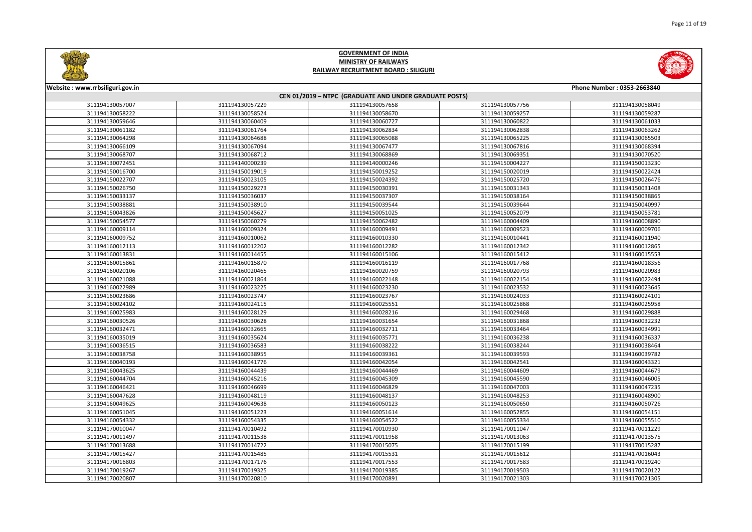# GOVERNMENT OF INDIA
## MINISTRY OF RAILWAYS
## RAILWAY RECRUITMENT BOARD : SILIGURI

Website : www.rrbsiliguri.gov.in | Phone Number : 0353-2663840

### CEN 01/2019 – NTPC (GRADUATE AND UNDER GRADUATE POSTS)

| | | | | |
|---|---|---|---|---|
| 311194130057007 | 311194130057229 | 311194130057658 | 311194130057756 | 311194130058049 |
| 311194130058222 | 311194130058524 | 311194130058670 | 311194130059257 | 311194130059287 |
| 311194130059646 | 311194130060409 | 311194130060727 | 311194130060822 | 311194130061033 |
| 311194130061182 | 311194130061764 | 311194130062834 | 311194130062838 | 311194130063262 |
| 311194130064298 | 311194130064688 | 311194130065088 | 311194130065225 | 311194130065503 |
| 311194130066109 | 311194130067094 | 311194130067477 | 311194130067816 | 311194130068394 |
| 311194130068707 | 311194130068712 | 311194130068869 | 311194130069351 | 311194130070520 |
| 311194130072451 | 311194140000239 | 311194140000246 | 311194150004227 | 311194150013230 |
| 311194150016700 | 311194150019019 | 311194150019252 | 311194150020019 | 311194150022424 |
| 311194150022707 | 311194150023105 | 311194150024392 | 311194150025720 | 311194150026476 |
| 311194150026750 | 311194150029273 | 311194150030391 | 311194150031343 | 311194150031408 |
| 311194150033137 | 311194150036037 | 311194150037307 | 311194150038164 | 311194150038865 |
| 311194150038881 | 311194150038910 | 311194150039544 | 311194150039644 | 311194150040997 |
| 311194150043826 | 311194150045627 | 311194150051025 | 311194150052079 | 311194150053781 |
| 311194150054577 | 311194150060279 | 311194150062482 | 311194160004409 | 311194160008890 |
| 311194160009114 | 311194160009324 | 311194160009491 | 311194160009523 | 311194160009706 |
| 311194160009752 | 311194160010062 | 311194160010330 | 311194160010441 | 311194160011940 |
| 311194160012113 | 311194160012202 | 311194160012282 | 311194160012342 | 311194160012865 |
| 311194160013831 | 311194160014455 | 311194160015106 | 311194160015412 | 311194160015553 |
| 311194160015861 | 311194160015870 | 311194160016119 | 311194160017768 | 311194160018356 |
| 311194160020106 | 311194160020465 | 311194160020759 | 311194160020793 | 311194160020983 |
| 311194160021088 | 311194160021864 | 311194160022148 | 311194160022154 | 311194160022494 |
| 311194160022989 | 311194160023225 | 311194160023230 | 311194160023532 | 311194160023645 |
| 311194160023686 | 311194160023747 | 311194160023767 | 311194160024033 | 311194160024101 |
| 311194160024102 | 311194160024115 | 311194160025551 | 311194160025868 | 311194160025958 |
| 311194160025983 | 311194160028129 | 311194160028216 | 311194160029468 | 311194160029888 |
| 311194160030526 | 311194160030628 | 311194160031654 | 311194160031868 | 311194160032232 |
| 311194160032471 | 311194160032665 | 311194160032711 | 311194160033464 | 311194160034991 |
| 311194160035019 | 311194160035624 | 311194160035771 | 311194160036238 | 311194160036337 |
| 311194160036515 | 311194160036583 | 311194160038222 | 311194160038244 | 311194160038464 |
| 311194160038758 | 311194160038955 | 311194160039361 | 311194160039593 | 311194160039782 |
| 311194160040193 | 311194160041776 | 311194160042054 | 311194160042541 | 311194160043321 |
| 311194160043625 | 311194160044439 | 311194160044469 | 311194160044609 | 311194160044679 |
| 311194160044704 | 311194160045216 | 311194160045309 | 311194160045590 | 311194160046005 |
| 311194160046421 | 311194160046699 | 311194160046829 | 311194160047003 | 311194160047235 |
| 311194160047628 | 311194160048119 | 311194160048137 | 311194160048253 | 311194160048900 |
| 311194160049625 | 311194160049638 | 311194160050123 | 311194160050650 | 311194160050726 |
| 311194160051045 | 311194160051223 | 311194160051614 | 311194160052855 | 311194160054151 |
| 311194160054332 | 311194160054335 | 311194160054522 | 311194160055334 | 311194160055510 |
| 311194170010047 | 311194170010492 | 311194170010930 | 311194170011047 | 311194170011229 |
| 311194170011497 | 311194170011538 | 311194170011958 | 311194170013063 | 311194170013575 |
| 311194170013688 | 311194170014722 | 311194170015075 | 311194170015199 | 311194170015287 |
| 311194170015427 | 311194170015485 | 311194170015531 | 311194170015612 | 311194170016043 |
| 311194170016803 | 311194170017176 | 311194170017553 | 311194170017583 | 311194170019240 |
| 311194170019267 | 311194170019325 | 311194170019385 | 311194170019503 | 311194170020122 |
| 311194170020807 | 311194170020810 | 311194170020891 | 311194170021303 | 311194170021305 |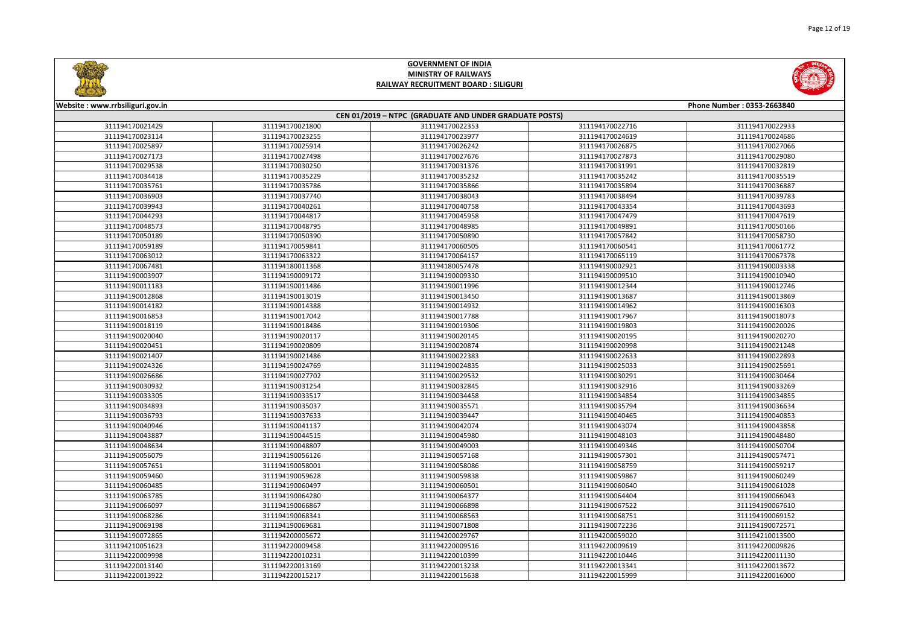# GOVERNMENT OF INDIA
## MINISTRY OF RAILWAYS
## RAILWAY RECRUITMENT BOARD : SILIGURI

Website : www.rrbsiliguri.gov.in | Phone Number : 0353-2663840

### CEN 01/2019 – NTPC (GRADUATE AND UNDER GRADUATE POSTS)

| | | | | |
|---|---|---|---|---|
| 311194170021429 | 311194170021800 | 311194170022353 | 311194170022716 | 311194170022933 |
| 311194170023114 | 311194170023255 | 311194170023977 | 311194170024619 | 311194170024686 |
| 311194170025897 | 311194170025914 | 311194170026242 | 311194170026875 | 311194170027066 |
| 311194170027173 | 311194170027498 | 311194170027676 | 311194170027873 | 311194170029080 |
| 311194170029538 | 311194170030250 | 311194170031376 | 311194170031991 | 311194170032819 |
| 311194170034418 | 311194170035229 | 311194170035232 | 311194170035242 | 311194170035519 |
| 311194170035761 | 311194170035786 | 311194170035866 | 311194170035894 | 311194170036887 |
| 311194170036903 | 311194170037740 | 311194170038043 | 311194170038494 | 311194170039783 |
| 311194170039943 | 311194170040261 | 311194170040758 | 311194170043354 | 311194170043693 |
| 311194170044293 | 311194170044817 | 311194170045958 | 311194170047479 | 311194170047619 |
| 311194170048573 | 311194170048795 | 311194170048985 | 311194170049891 | 311194170050166 |
| 311194170050189 | 311194170050390 | 311194170050890 | 311194170057842 | 311194170058730 |
| 311194170059189 | 311194170059841 | 311194170060505 | 311194170060541 | 311194170061772 |
| 311194170063012 | 311194170063322 | 311194170064157 | 311194170065119 | 311194170067378 |
| 311194170067481 | 311194180011368 | 311194180057478 | 311194190002921 | 311194190003338 |
| 311194190003907 | 311194190009172 | 311194190009330 | 311194190009510 | 311194190010940 |
| 311194190011183 | 311194190011486 | 311194190011996 | 311194190012344 | 311194190012746 |
| 311194190012868 | 311194190013019 | 311194190013450 | 311194190013687 | 311194190013869 |
| 311194190014182 | 311194190014388 | 311194190014932 | 311194190014962 | 311194190016303 |
| 311194190016853 | 311194190017042 | 311194190017788 | 311194190017967 | 311194190018073 |
| 311194190018119 | 311194190018486 | 311194190019306 | 311194190019803 | 311194190020026 |
| 311194190020040 | 311194190020117 | 311194190020145 | 311194190020195 | 311194190020270 |
| 311194190020451 | 311194190020809 | 311194190020874 | 311194190020998 | 311194190021248 |
| 311194190021407 | 311194190021486 | 311194190022383 | 311194190022633 | 311194190022893 |
| 311194190024326 | 311194190024769 | 311194190024835 | 311194190025033 | 311194190025691 |
| 311194190026686 | 311194190027702 | 311194190029532 | 311194190030291 | 311194190030464 |
| 311194190030932 | 311194190031254 | 311194190032845 | 311194190032916 | 311194190033269 |
| 311194190033305 | 311194190033517 | 311194190034458 | 311194190034854 | 311194190034855 |
| 311194190034893 | 311194190035037 | 311194190035571 | 311194190035794 | 311194190036634 |
| 311194190036793 | 311194190037633 | 311194190039447 | 311194190040465 | 311194190040853 |
| 311194190040946 | 311194190041137 | 311194190042074 | 311194190043074 | 311194190043858 |
| 311194190043887 | 311194190044515 | 311194190045980 | 311194190048103 | 311194190048480 |
| 311194190048634 | 311194190048807 | 311194190049003 | 311194190049346 | 311194190050704 |
| 311194190056079 | 311194190056126 | 311194190057168 | 311194190057301 | 311194190057471 |
| 311194190057651 | 311194190058001 | 311194190058086 | 311194190058759 | 311194190059217 |
| 311194190059460 | 311194190059628 | 311194190059838 | 311194190059867 | 311194190060249 |
| 311194190060485 | 311194190060497 | 311194190060501 | 311194190060640 | 311194190061028 |
| 311194190063785 | 311194190064280 | 311194190064377 | 311194190064404 | 311194190066043 |
| 311194190066097 | 311194190066867 | 311194190066898 | 311194190067522 | 311194190067610 |
| 311194190068286 | 311194190068341 | 311194190068563 | 311194190068751 | 311194190069152 |
| 311194190069198 | 311194190069681 | 311194190071808 | 311194190072236 | 311194190072571 |
| 311194190072865 | 311194200005672 | 311194200029767 | 311194200059020 | 311194210013500 |
| 311194210051623 | 311194220009458 | 311194220009516 | 311194220009619 | 311194220009826 |
| 311194220009998 | 311194220010231 | 311194220010399 | 311194220010446 | 311194220011130 |
| 311194220013140 | 311194220013169 | 311194220013238 | 311194220013341 | 311194220013672 |
| 311194220013922 | 311194220015217 | 311194220015638 | 311194220015999 | 311194220016000 |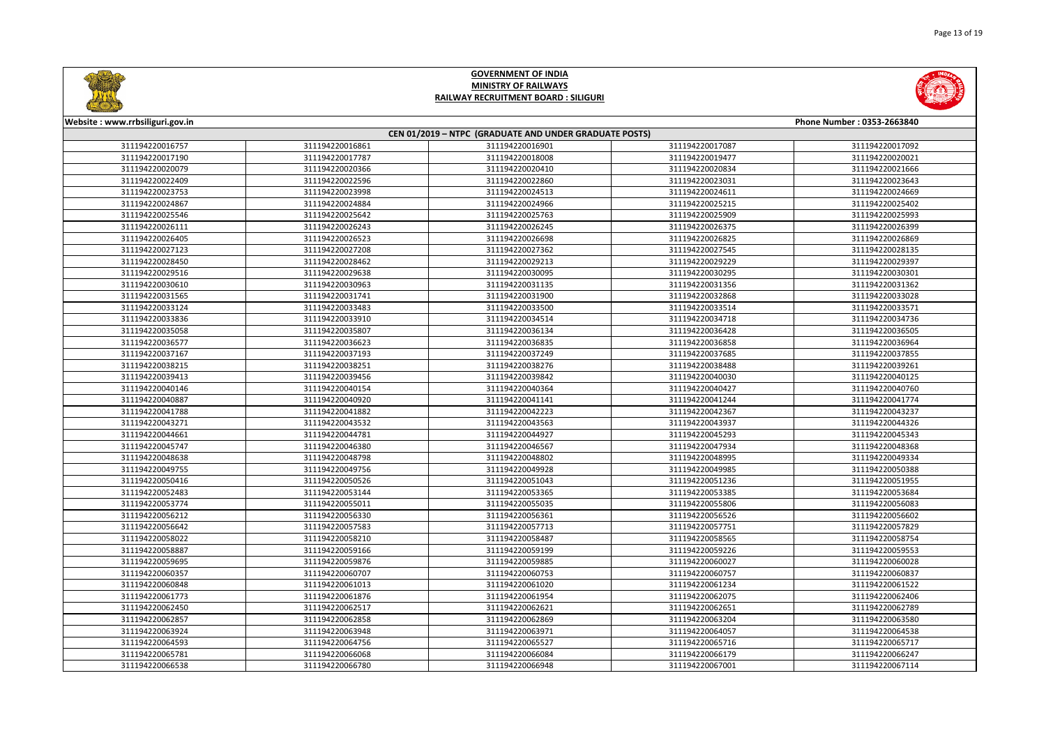# GOVERNMENT OF INDIA
## MINISTRY OF RAILWAYS
## RAILWAY RECRUITMENT BOARD : SILIGURI

Website : www.rrbsiliguri.gov.in | Phone Number : 0353-2663840

**CEN 01/2019 – NTPC (GRADUATE AND UNDER GRADUATE POSTS)**

| | | | | |
|---|---|---|---|---|
| 311194220016757 | 311194220016861 | 311194220016901 | 311194220017087 | 311194220017092 |
| 311194220017190 | 311194220017787 | 311194220018008 | 311194220019477 | 311194220020021 |
| 311194220020079 | 311194220020366 | 311194220020410 | 311194220020834 | 311194220021666 |
| 311194220022409 | 311194220022596 | 311194220022860 | 311194220023031 | 311194220023643 |
| 311194220023753 | 311194220023998 | 311194220024513 | 311194220024611 | 311194220024669 |
| 311194220024867 | 311194220024884 | 311194220024966 | 311194220025215 | 311194220025402 |
| 311194220025546 | 311194220025642 | 311194220025763 | 311194220025909 | 311194220025993 |
| 311194220026111 | 311194220026243 | 311194220026245 | 311194220026375 | 311194220026399 |
| 311194220026405 | 311194220026523 | 311194220026698 | 311194220026825 | 311194220026869 |
| 311194220027123 | 311194220027208 | 311194220027362 | 311194220027545 | 311194220028135 |
| 311194220028450 | 311194220028462 | 311194220029213 | 311194220029229 | 311194220029397 |
| 311194220029516 | 311194220029638 | 311194220030095 | 311194220030295 | 311194220030301 |
| 311194220030610 | 311194220030963 | 311194220031135 | 311194220031356 | 311194220031362 |
| 311194220031565 | 311194220031741 | 311194220031900 | 311194220032868 | 311194220033028 |
| 311194220033124 | 311194220033483 | 311194220033500 | 311194220033514 | 311194220033571 |
| 311194220033836 | 311194220033910 | 311194220034514 | 311194220034718 | 311194220034736 |
| 311194220035058 | 311194220035807 | 311194220036134 | 311194220036428 | 311194220036505 |
| 311194220036577 | 311194220036623 | 311194220036835 | 311194220036858 | 311194220036964 |
| 311194220037167 | 311194220037193 | 311194220037249 | 311194220037685 | 311194220037855 |
| 311194220038215 | 311194220038251 | 311194220038276 | 311194220038488 | 311194220039261 |
| 311194220039413 | 311194220039456 | 311194220039842 | 311194220040030 | 311194220040125 |
| 311194220040146 | 311194220040154 | 311194220040364 | 311194220040427 | 311194220040760 |
| 311194220040887 | 311194220040920 | 311194220041141 | 311194220041244 | 311194220041774 |
| 311194220041788 | 311194220041882 | 311194220042223 | 311194220042367 | 311194220043237 |
| 311194220043271 | 311194220043532 | 311194220043563 | 311194220043937 | 311194220044326 |
| 311194220044661 | 311194220044781 | 311194220044927 | 311194220045293 | 311194220045343 |
| 311194220045747 | 311194220046380 | 311194220046567 | 311194220047934 | 311194220048368 |
| 311194220048638 | 311194220048798 | 311194220048802 | 311194220048995 | 311194220049334 |
| 311194220049755 | 311194220049756 | 311194220049928 | 311194220049985 | 311194220050388 |
| 311194220050416 | 311194220050526 | 311194220051043 | 311194220051236 | 311194220051955 |
| 311194220052483 | 311194220053144 | 311194220053365 | 311194220053385 | 311194220053684 |
| 311194220053774 | 311194220055011 | 311194220055035 | 311194220055806 | 311194220056083 |
| 311194220056212 | 311194220056330 | 311194220056361 | 311194220056526 | 311194220056602 |
| 311194220056642 | 311194220057583 | 311194220057713 | 311194220057751 | 311194220057829 |
| 311194220058022 | 311194220058210 | 311194220058487 | 311194220058565 | 311194220058754 |
| 311194220058887 | 311194220059166 | 311194220059199 | 311194220059226 | 311194220059553 |
| 311194220059695 | 311194220059876 | 311194220059885 | 311194220060027 | 311194220060028 |
| 311194220060357 | 311194220060707 | 311194220060753 | 311194220060757 | 311194220060837 |
| 311194220060848 | 311194220061013 | 311194220061020 | 311194220061234 | 311194220061522 |
| 311194220061773 | 311194220061876 | 311194220061954 | 311194220062075 | 311194220062406 |
| 311194220062450 | 311194220062517 | 311194220062621 | 311194220062651 | 311194220062789 |
| 311194220062857 | 311194220062858 | 311194220062869 | 311194220063204 | 311194220063580 |
| 311194220063924 | 311194220063948 | 311194220063971 | 311194220064057 | 311194220064538 |
| 311194220064593 | 311194220064756 | 311194220065527 | 311194220065716 | 311194220065717 |
| 311194220065781 | 311194220066068 | 311194220066084 | 311194220066179 | 311194220066247 |
| 311194220066538 | 311194220066780 | 311194220066948 | 311194220067001 | 311194220067114 |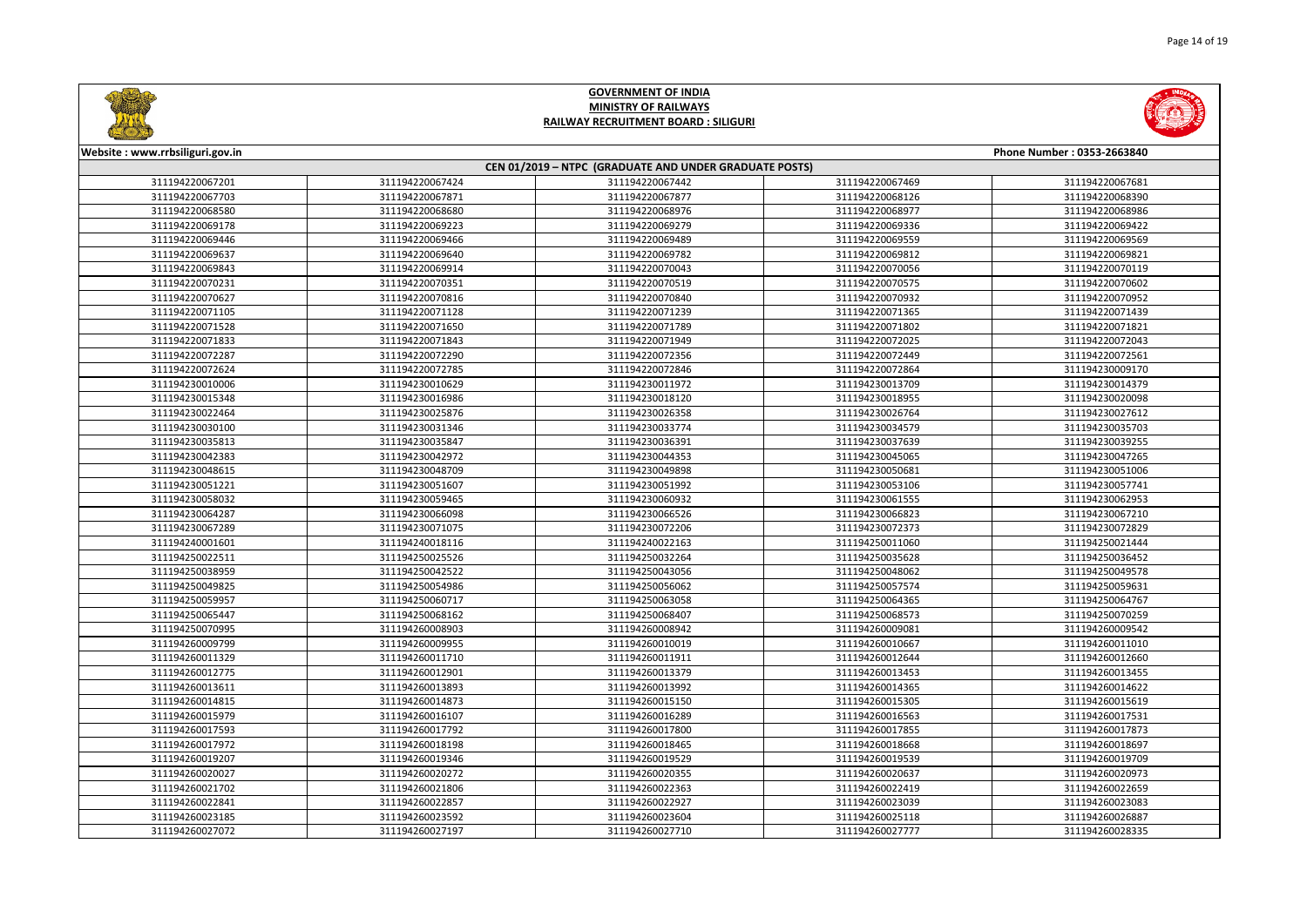# GOVERNMENT OF INDIA
## MINISTRY OF RAILWAYS
## RAILWAY RECRUITMENT BOARD : SILIGURI

Website : www.rrbsiliguri.gov.in

Phone Number : 0353-2663840

CEN 01/2019 – NTPC (GRADUATE AND UNDER GRADUATE POSTS)

| | | | | |
|---|---|---|---|---|
| 311194220067201 | 311194220067424 | 311194220067442 | 311194220067469 | 311194220067681 |
| 311194220067703 | 311194220067871 | 311194220067877 | 311194220068126 | 311194220068390 |
| 311194220068580 | 311194220068680 | 311194220068976 | 311194220068977 | 311194220068986 |
| 311194220069178 | 311194220069223 | 311194220069279 | 311194220069336 | 311194220069422 |
| 311194220069446 | 311194220069466 | 311194220069489 | 311194220069559 | 311194220069569 |
| 311194220069637 | 311194220069640 | 311194220069782 | 311194220069812 | 311194220069821 |
| 311194220069843 | 311194220069914 | 311194220070043 | 311194220070056 | 311194220070119 |
| 311194220070231 | 311194220070351 | 311194220070519 | 311194220070575 | 311194220070602 |
| 311194220070627 | 311194220070816 | 311194220070840 | 311194220070932 | 311194220070952 |
| 311194220071105 | 311194220071128 | 311194220071239 | 311194220071365 | 311194220071439 |
| 311194220071528 | 311194220071650 | 311194220071789 | 311194220071802 | 311194220071821 |
| 311194220071833 | 311194220071843 | 311194220071949 | 311194220072025 | 311194220072043 |
| 311194220072287 | 311194220072290 | 311194220072356 | 311194220072449 | 311194220072561 |
| 311194220072624 | 311194220072785 | 311194220072846 | 311194220072864 | 311194230009170 |
| 311194230010006 | 311194230010629 | 311194230011972 | 311194230013709 | 311194230014379 |
| 311194230015348 | 311194230016986 | 311194230018120 | 311194230018955 | 311194230020098 |
| 311194230022464 | 311194230025876 | 311194230026358 | 311194230026764 | 311194230027612 |
| 311194230030100 | 311194230031346 | 311194230033774 | 311194230034579 | 311194230035703 |
| 311194230035813 | 311194230035847 | 311194230036391 | 311194230037639 | 311194230039255 |
| 311194230042383 | 311194230042972 | 311194230044353 | 311194230045065 | 311194230047265 |
| 311194230048615 | 311194230048709 | 311194230049898 | 311194230050681 | 311194230051006 |
| 311194230051221 | 311194230051607 | 311194230051992 | 311194230053106 | 311194230057741 |
| 311194230058032 | 311194230059465 | 311194230060932 | 311194230061555 | 311194230062953 |
| 311194230064287 | 311194230066098 | 311194230066526 | 311194230066823 | 311194230067210 |
| 311194230067289 | 311194230071075 | 311194230072206 | 311194230072373 | 311194230072829 |
| 311194240001601 | 311194240018116 | 311194240022163 | 311194250011060 | 311194250021444 |
| 311194250022511 | 311194250025526 | 311194250032264 | 311194250035628 | 311194250036452 |
| 311194250038959 | 311194250042522 | 311194250043056 | 311194250048062 | 311194250049578 |
| 311194250049825 | 311194250054986 | 311194250056062 | 311194250057574 | 311194250059631 |
| 311194250059957 | 311194250060717 | 311194250063058 | 311194250064365 | 311194250064767 |
| 311194250065447 | 311194250068162 | 311194250068407 | 311194250068573 | 311194250070259 |
| 311194250070995 | 311194260008903 | 311194260008942 | 311194260009081 | 311194260009542 |
| 311194260009799 | 311194260009955 | 311194260010019 | 311194260010667 | 311194260011010 |
| 311194260011329 | 311194260011710 | 311194260011911 | 311194260012644 | 311194260012660 |
| 311194260012775 | 311194260012901 | 311194260013379 | 311194260013453 | 311194260013455 |
| 311194260013611 | 311194260013893 | 311194260013992 | 311194260014365 | 311194260014622 |
| 311194260014815 | 311194260014873 | 311194260015150 | 311194260015305 | 311194260015619 |
| 311194260015979 | 311194260016107 | 311194260016289 | 311194260016563 | 311194260017531 |
| 311194260017593 | 311194260017792 | 311194260017800 | 311194260017855 | 311194260017873 |
| 311194260017972 | 311194260018198 | 311194260018465 | 311194260018668 | 311194260018697 |
| 311194260019207 | 311194260019346 | 311194260019529 | 311194260019539 | 311194260019709 |
| 311194260020027 | 311194260020272 | 311194260020355 | 311194260020637 | 311194260020973 |
| 311194260021702 | 311194260021806 | 311194260022363 | 311194260022419 | 311194260022659 |
| 311194260022841 | 311194260022857 | 311194260022927 | 311194260023039 | 311194260023083 |
| 311194260023185 | 311194260023592 | 311194260023604 | 311194260025118 | 311194260026887 |
| 311194260027072 | 311194260027197 | 311194260027710 | 311194260027777 | 311194260028335 |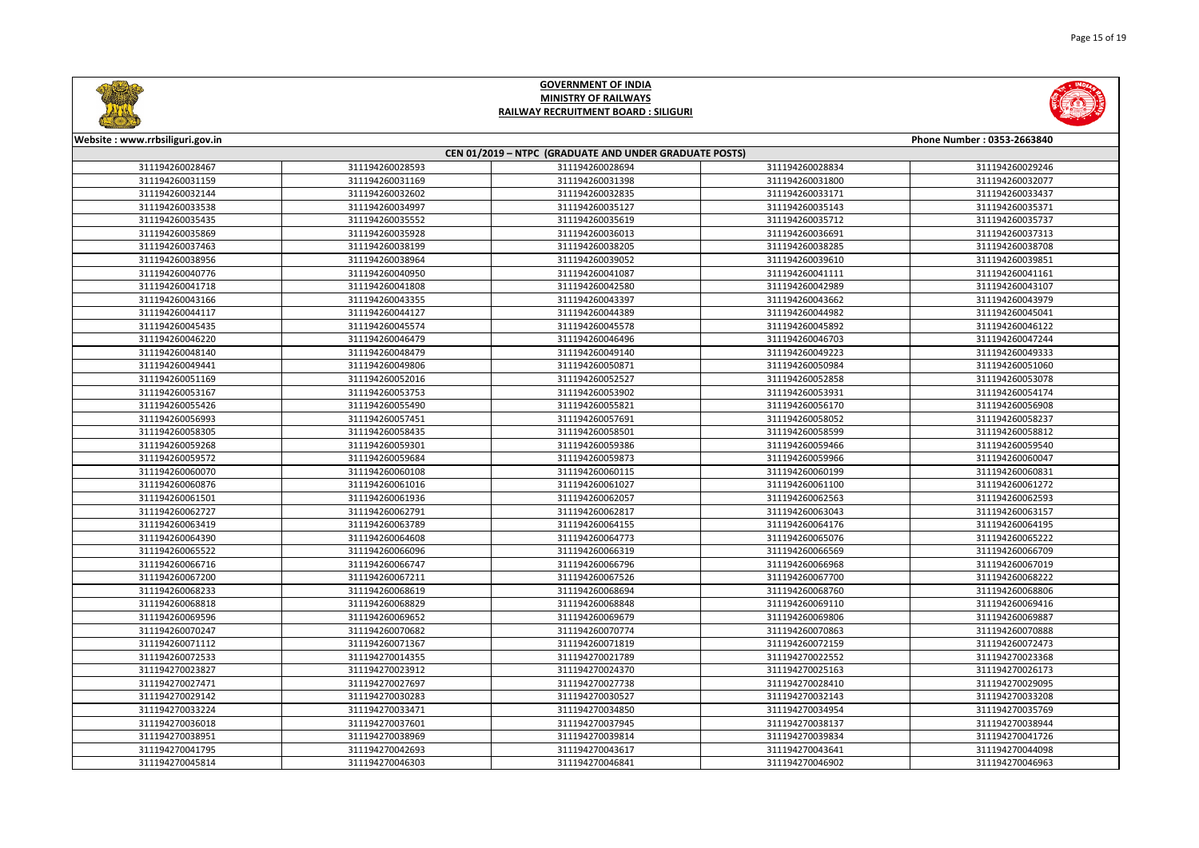# GOVERNMENT OF INDIA
## MINISTRY OF RAILWAYS
## RAILWAY RECRUITMENT BOARD : SILIGURI

Website : www.rrbsiliguri.gov.in | Phone Number : 0353-2663840

### CEN 01/2019 – NTPC (GRADUATE AND UNDER GRADUATE POSTS)

| | | | | |
|---|---|---|---|---|
| 311194260028467 | 311194260028593 | 311194260028694 | 311194260028834 | 311194260029246 |
| 311194260031159 | 311194260031169 | 311194260031398 | 311194260031800 | 311194260032077 |
| 311194260032144 | 311194260032602 | 311194260032835 | 311194260033171 | 311194260033437 |
| 311194260033538 | 311194260034997 | 311194260035127 | 311194260035143 | 311194260035371 |
| 311194260035435 | 311194260035552 | 311194260035619 | 311194260035712 | 311194260035737 |
| 311194260035869 | 311194260035928 | 311194260036013 | 311194260036691 | 311194260037313 |
| 311194260037463 | 311194260038199 | 311194260038205 | 311194260038285 | 311194260038708 |
| 311194260038956 | 311194260038964 | 311194260039052 | 311194260039610 | 311194260039851 |
| 311194260040776 | 311194260040950 | 311194260041087 | 311194260041111 | 311194260041161 |
| 311194260041718 | 311194260041808 | 311194260042580 | 311194260042989 | 311194260043107 |
| 311194260043166 | 311194260043355 | 311194260043397 | 311194260043662 | 311194260043979 |
| 311194260044117 | 311194260044127 | 311194260044389 | 311194260044982 | 311194260045041 |
| 311194260045435 | 311194260045574 | 311194260045578 | 311194260045892 | 311194260046122 |
| 311194260046220 | 311194260046479 | 311194260046496 | 311194260046703 | 311194260047244 |
| 311194260048140 | 311194260048479 | 311194260049140 | 311194260049223 | 311194260049333 |
| 311194260049441 | 311194260049806 | 311194260050871 | 311194260050984 | 311194260051060 |
| 311194260051169 | 311194260052016 | 311194260052527 | 311194260052858 | 311194260053078 |
| 311194260053167 | 311194260053753 | 311194260053902 | 311194260053931 | 311194260054174 |
| 311194260055426 | 311194260055490 | 311194260055821 | 311194260056170 | 311194260056908 |
| 311194260056993 | 311194260057451 | 311194260057691 | 311194260058052 | 311194260058237 |
| 311194260058305 | 311194260058435 | 311194260058501 | 311194260058599 | 311194260058812 |
| 311194260059268 | 311194260059301 | 311194260059386 | 311194260059466 | 311194260059540 |
| 311194260059572 | 311194260059684 | 311194260059873 | 311194260059966 | 311194260060047 |
| 311194260060070 | 311194260060108 | 311194260060115 | 311194260060199 | 311194260060831 |
| 311194260060876 | 311194260061016 | 311194260061027 | 311194260061100 | 311194260061272 |
| 311194260061501 | 311194260061936 | 311194260062057 | 311194260062563 | 311194260062593 |
| 311194260062727 | 311194260062791 | 311194260062817 | 311194260063043 | 311194260063157 |
| 311194260063419 | 311194260063789 | 311194260064155 | 311194260064176 | 311194260064195 |
| 311194260064390 | 311194260064608 | 311194260064773 | 311194260065076 | 311194260065222 |
| 311194260065522 | 311194260066096 | 311194260066319 | 311194260066569 | 311194260066709 |
| 311194260066716 | 311194260066747 | 311194260066796 | 311194260066968 | 311194260067019 |
| 311194260067200 | 311194260067211 | 311194260067526 | 311194260067700 | 311194260068222 |
| 311194260068233 | 311194260068619 | 311194260068694 | 311194260068760 | 311194260068806 |
| 311194260068818 | 311194260068829 | 311194260068848 | 311194260069110 | 311194260069416 |
| 311194260069596 | 311194260069652 | 311194260069679 | 311194260069806 | 311194260069887 |
| 311194260070247 | 311194260070682 | 311194260070774 | 311194260070863 | 311194260070888 |
| 311194260071112 | 311194260071367 | 311194260071819 | 311194260072159 | 311194260072473 |
| 311194260072533 | 311194270014355 | 311194270021789 | 311194270022552 | 311194270023368 |
| 311194270023827 | 311194270023912 | 311194270024370 | 311194270025163 | 311194270026173 |
| 311194270027471 | 311194270027697 | 311194270027738 | 311194270028410 | 311194270029095 |
| 311194270029142 | 311194270030283 | 311194270030527 | 311194270032143 | 311194270033208 |
| 311194270033224 | 311194270033471 | 311194270034850 | 311194270034954 | 311194270035769 |
| 311194270036018 | 311194270037601 | 311194270037945 | 311194270038137 | 311194270038944 |
| 311194270038951 | 311194270038969 | 311194270039814 | 311194270039834 | 311194270041726 |
| 311194270041795 | 311194270042693 | 311194270043617 | 311194270043641 | 311194270044098 |
| 311194270045814 | 311194270046303 | 311194270046841 | 311194270046902 | 311194270046963 |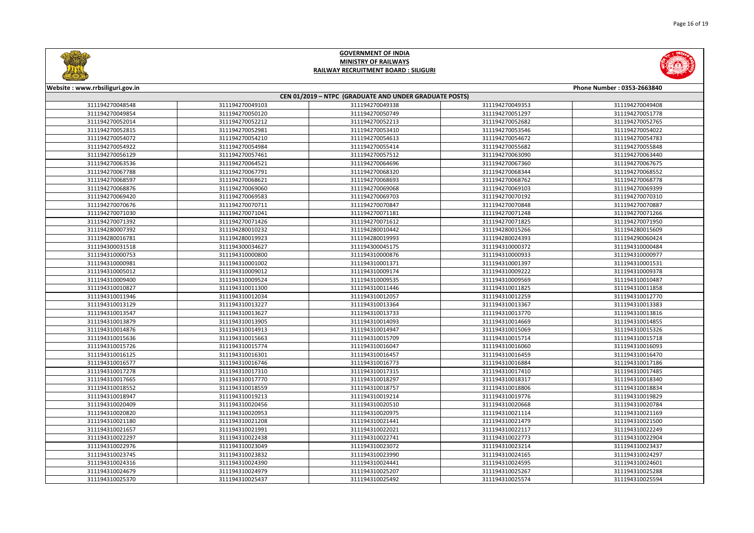# GOVERNMENT OF INDIA
## MINISTRY OF RAILWAYS
## RAILWAY RECRUITMENT BOARD : SILIGURI

**Website : www.rrbsiliguri.gov.in** **Phone Number : 0353-2663840**

**CEN 01/2019 – NTPC (GRADUATE AND UNDER GRADUATE POSTS)**

| | | | | |
|---|---|---|---|---|
| 311194270048548 | 311194270049103 | 311194270049338 | 311194270049353 | 311194270049408 |
| 311194270049854 | 311194270050120 | 311194270050749 | 311194270051297 | 311194270051778 |
| 311194270052014 | 311194270052212 | 311194270052213 | 311194270052682 | 311194270052765 |
| 311194270052815 | 311194270052981 | 311194270053410 | 311194270053546 | 311194270054022 |
| 311194270054072 | 311194270054210 | 311194270054613 | 311194270054672 | 311194270054783 |
| 311194270054922 | 311194270054984 | 311194270055414 | 311194270055682 | 311194270055848 |
| 311194270056129 | 311194270057461 | 311194270057512 | 311194270063090 | 311194270063440 |
| 311194270063536 | 311194270064521 | 311194270064696 | 311194270067360 | 311194270067675 |
| 311194270067788 | 311194270067791 | 311194270068320 | 311194270068344 | 311194270068552 |
| 311194270068597 | 311194270068621 | 311194270068693 | 311194270068762 | 311194270068778 |
| 311194270068876 | 311194270069060 | 311194270069068 | 311194270069103 | 311194270069399 |
| 311194270069420 | 311194270069583 | 311194270069703 | 311194270070192 | 311194270070310 |
| 311194270070676 | 311194270070711 | 311194270070847 | 311194270070848 | 311194270070887 |
| 311194270071030 | 311194270071041 | 311194270071181 | 311194270071248 | 311194270071266 |
| 311194270071392 | 311194270071426 | 311194270071612 | 311194270071825 | 311194270071950 |
| 311194280007392 | 311194280010232 | 311194280010442 | 311194280015266 | 311194280015609 |
| 311194280016781 | 311194280019923 | 311194280019993 | 311194280024393 | 311194290060424 |
| 311194300031518 | 311194300034627 | 311194300045175 | 311194310000372 | 311194310000484 |
| 311194310000753 | 311194310000800 | 311194310000876 | 311194310000933 | 311194310000977 |
| 311194310000981 | 311194310001002 | 311194310001371 | 311194310001397 | 311194310001531 |
| 311194310005012 | 311194310009012 | 311194310009174 | 311194310009222 | 311194310009378 |
| 311194310009400 | 311194310009524 | 311194310009535 | 311194310009569 | 311194310010487 |
| 311194310010827 | 311194310011300 | 311194310011446 | 311194310011825 | 311194310011858 |
| 311194310011946 | 311194310012034 | 311194310012057 | 311194310012259 | 311194310012770 |
| 311194310013129 | 311194310013227 | 311194310013364 | 311194310013367 | 311194310013383 |
| 311194310013547 | 311194310013627 | 311194310013733 | 311194310013770 | 311194310013816 |
| 311194310013879 | 311194310013905 | 311194310014093 | 311194310014669 | 311194310014855 |
| 311194310014876 | 311194310014913 | 311194310014947 | 311194310015069 | 311194310015326 |
| 311194310015636 | 311194310015663 | 311194310015709 | 311194310015714 | 311194310015718 |
| 311194310015726 | 311194310015774 | 311194310016047 | 311194310016060 | 311194310016093 |
| 311194310016125 | 311194310016301 | 311194310016457 | 311194310016459 | 311194310016470 |
| 311194310016577 | 311194310016746 | 311194310016773 | 311194310016884 | 311194310017186 |
| 311194310017278 | 311194310017310 | 311194310017315 | 311194310017410 | 311194310017485 |
| 311194310017665 | 311194310017770 | 311194310018297 | 311194310018317 | 311194310018340 |
| 311194310018552 | 311194310018559 | 311194310018757 | 311194310018806 | 311194310018834 |
| 311194310018947 | 311194310019213 | 311194310019214 | 311194310019776 | 311194310019829 |
| 311194310020409 | 311194310020456 | 311194310020510 | 311194310020668 | 311194310020784 |
| 311194310020820 | 311194310020953 | 311194310020975 | 311194310021114 | 311194310021169 |
| 311194310021180 | 311194310021208 | 311194310021441 | 311194310021479 | 311194310021500 |
| 311194310021657 | 311194310021991 | 311194310022021 | 311194310022117 | 311194310022249 |
| 311194310022297 | 311194310022438 | 311194310022741 | 311194310022773 | 311194310022904 |
| 311194310022976 | 311194310023049 | 311194310023072 | 311194310023214 | 311194310023437 |
| 311194310023745 | 311194310023832 | 311194310023990 | 311194310024165 | 311194310024297 |
| 311194310024316 | 311194310024390 | 311194310024441 | 311194310024595 | 311194310024601 |
| 311194310024679 | 311194310024979 | 311194310025207 | 311194310025267 | 311194310025288 |
| 311194310025370 | 311194310025437 | 311194310025492 | 311194310025574 | 311194310025594 |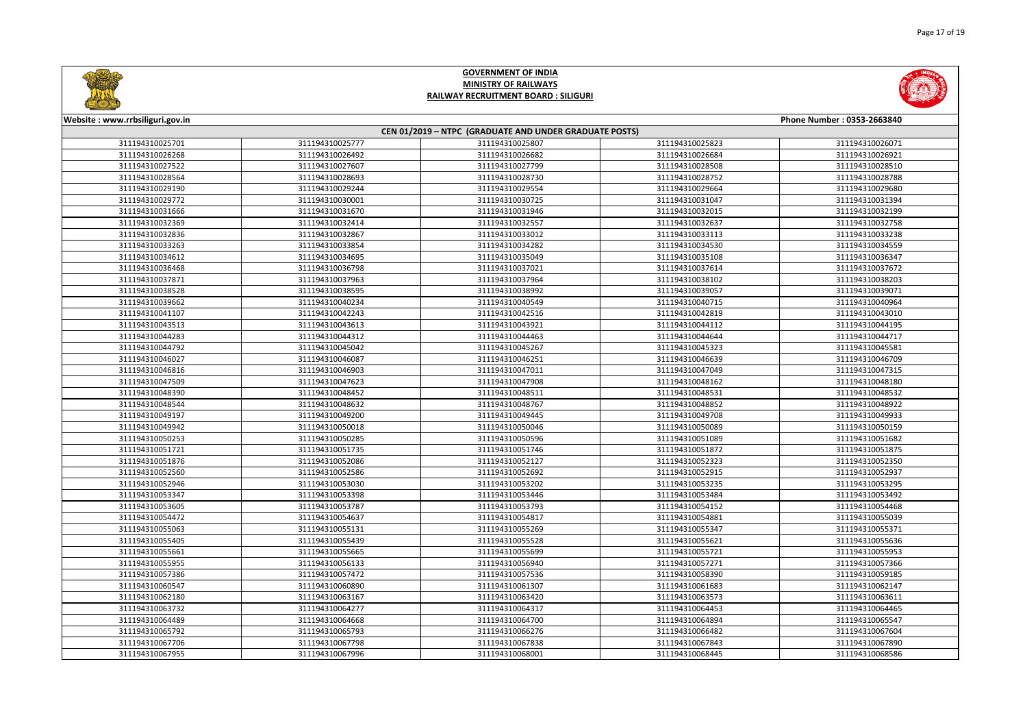# GOVERNMENT OF INDIA
## MINISTRY OF RAILWAYS
## RAILWAY RECRUITMENT BOARD : SILIGURI

Website : www.rrbsiliguri.gov.in | Phone Number : 0353-2663840

### CEN 01/2019 – NTPC (GRADUATE AND UNDER GRADUATE POSTS)

| | | | | |
|---|---|---|---|---|
| 311194310025701 | 311194310025777 | 311194310025807 | 311194310025823 | 311194310026071 |
| 311194310026268 | 311194310026492 | 311194310026682 | 311194310026684 | 311194310026921 |
| 311194310027522 | 311194310027607 | 311194310027799 | 311194310028508 | 311194310028510 |
| 311194310028564 | 311194310028693 | 311194310028730 | 311194310028752 | 311194310028788 |
| 311194310029190 | 311194310029244 | 311194310029554 | 311194310029664 | 311194310029680 |
| 311194310029772 | 311194310030001 | 311194310030725 | 311194310031047 | 311194310031394 |
| 311194310031666 | 311194310031670 | 311194310031946 | 311194310032015 | 311194310032199 |
| 311194310032369 | 311194310032414 | 311194310032557 | 311194310032637 | 311194310032758 |
| 311194310032836 | 311194310032867 | 311194310033012 | 311194310033113 | 311194310033238 |
| 311194310033263 | 311194310033854 | 311194310034282 | 311194310034530 | 311194310034559 |
| 311194310034612 | 311194310034695 | 311194310035049 | 311194310035108 | 311194310036347 |
| 311194310036468 | 311194310036798 | 311194310037021 | 311194310037614 | 311194310037672 |
| 311194310037871 | 311194310037963 | 311194310037964 | 311194310038102 | 311194310038203 |
| 311194310038528 | 311194310038595 | 311194310038992 | 311194310039057 | 311194310039071 |
| 311194310039662 | 311194310040234 | 311194310040549 | 311194310040715 | 311194310040964 |
| 311194310041107 | 311194310042243 | 311194310042516 | 311194310042819 | 311194310043010 |
| 311194310043513 | 311194310043613 | 311194310043921 | 311194310044112 | 311194310044195 |
| 311194310044283 | 311194310044312 | 311194310044463 | 311194310044644 | 311194310044717 |
| 311194310044792 | 311194310045042 | 311194310045267 | 311194310045323 | 311194310045581 |
| 311194310046027 | 311194310046087 | 311194310046251 | 311194310046639 | 311194310046709 |
| 311194310046816 | 311194310046903 | 311194310047011 | 311194310047049 | 311194310047315 |
| 311194310047509 | 311194310047623 | 311194310047908 | 311194310048162 | 311194310048180 |
| 311194310048390 | 311194310048452 | 311194310048511 | 311194310048531 | 311194310048532 |
| 311194310048544 | 311194310048632 | 311194310048767 | 311194310048852 | 311194310048922 |
| 311194310049197 | 311194310049200 | 311194310049445 | 311194310049708 | 311194310049933 |
| 311194310049942 | 311194310050018 | 311194310050046 | 311194310050089 | 311194310050159 |
| 311194310050253 | 311194310050285 | 311194310050596 | 311194310051089 | 311194310051682 |
| 311194310051721 | 311194310051735 | 311194310051746 | 311194310051872 | 311194310051875 |
| 311194310051876 | 311194310052086 | 311194310052127 | 311194310052323 | 311194310052350 |
| 311194310052560 | 311194310052586 | 311194310052692 | 311194310052915 | 311194310052937 |
| 311194310052946 | 311194310053030 | 311194310053202 | 311194310053235 | 311194310053295 |
| 311194310053347 | 311194310053398 | 311194310053446 | 311194310053484 | 311194310053492 |
| 311194310053605 | 311194310053787 | 311194310053793 | 311194310054152 | 311194310054468 |
| 311194310054472 | 311194310054637 | 311194310054817 | 311194310054881 | 311194310055039 |
| 311194310055063 | 311194310055131 | 311194310055269 | 311194310055347 | 311194310055371 |
| 311194310055405 | 311194310055439 | 311194310055528 | 311194310055621 | 311194310055636 |
| 311194310055661 | 311194310055665 | 311194310055699 | 311194310055721 | 311194310055953 |
| 311194310055955 | 311194310056133 | 311194310056940 | 311194310057271 | 311194310057366 |
| 311194310057386 | 311194310057472 | 311194310057536 | 311194310058390 | 311194310059185 |
| 311194310060547 | 311194310060890 | 311194310061307 | 311194310061683 | 311194310062147 |
| 311194310062180 | 311194310063167 | 311194310063420 | 311194310063573 | 311194310063611 |
| 311194310063732 | 311194310064277 | 311194310064317 | 311194310064453 | 311194310064465 |
| 311194310064489 | 311194310064668 | 311194310064700 | 311194310064894 | 311194310065547 |
| 311194310065792 | 311194310065793 | 311194310066276 | 311194310066482 | 311194310067604 |
| 311194310067706 | 311194310067798 | 311194310067838 | 311194310067843 | 311194310067890 |
| 311194310067955 | 311194310067996 | 311194310068001 | 311194310068445 | 311194310068586 |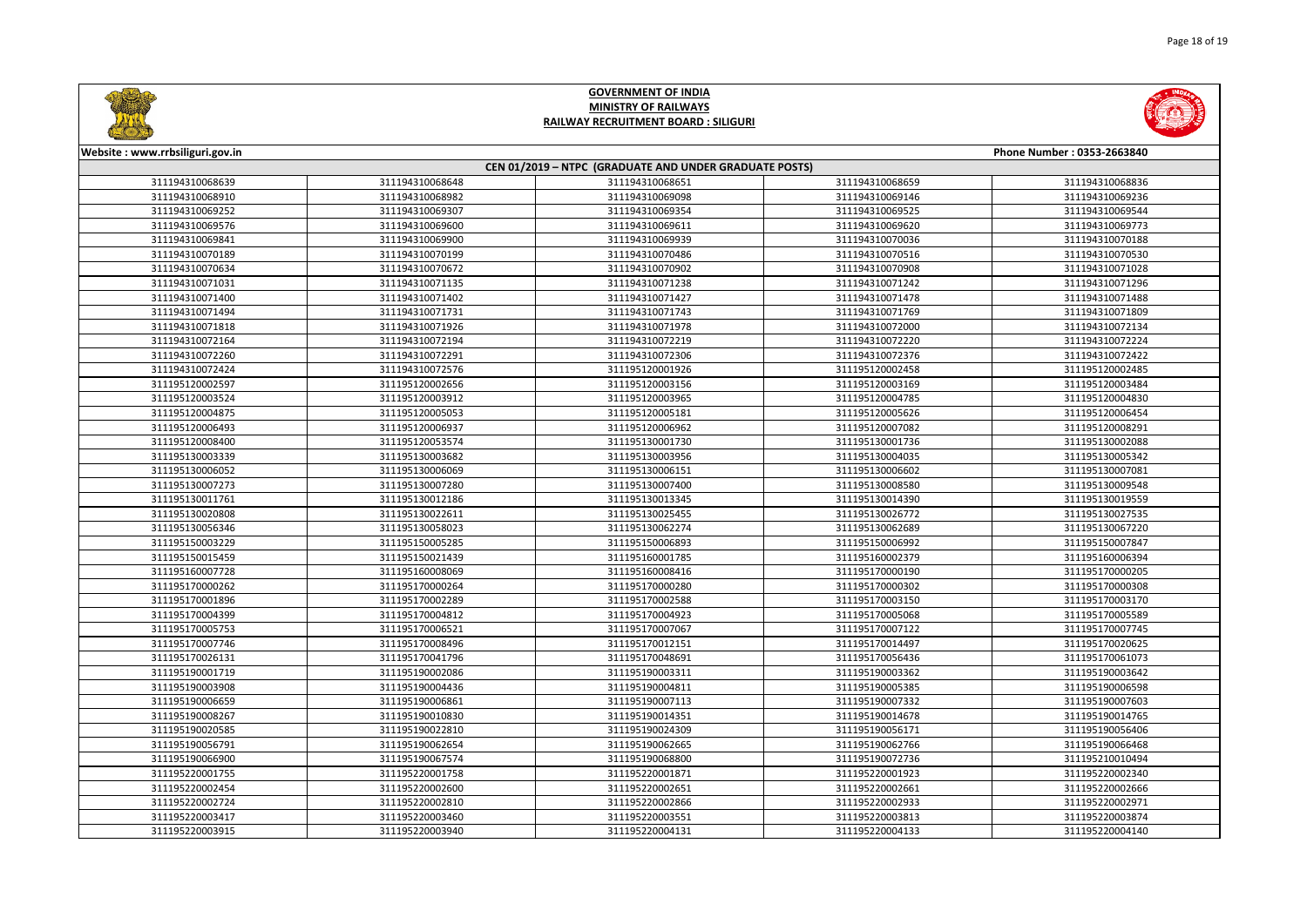# GOVERNMENT OF INDIA
## MINISTRY OF RAILWAYS
## RAILWAY RECRUITMENT BOARD : SILIGURI

Website : www.rrbsiliguri.gov.in | Phone Number : 0353-2663840

### CEN 01/2019 – NTPC (GRADUATE AND UNDER GRADUATE POSTS)

| | | | | |
|---|---|---|---|---|
| 311194310068639 | 311194310068648 | 311194310068651 | 311194310068659 | 311194310068836 |
| 311194310068910 | 311194310068982 | 311194310069098 | 311194310069146 | 311194310069236 |
| 311194310069252 | 311194310069307 | 311194310069354 | 311194310069525 | 311194310069544 |
| 311194310069576 | 311194310069600 | 311194310069611 | 311194310069620 | 311194310069773 |
| 311194310069841 | 311194310069900 | 311194310069939 | 311194310070036 | 311194310070188 |
| 311194310070189 | 311194310070199 | 311194310070486 | 311194310070516 | 311194310070530 |
| 311194310070634 | 311194310070672 | 311194310070902 | 311194310070908 | 311194310071028 |
| 311194310071031 | 311194310071135 | 311194310071238 | 311194310071242 | 311194310071296 |
| 311194310071400 | 311194310071402 | 311194310071427 | 311194310071478 | 311194310071488 |
| 311194310071494 | 311194310071731 | 311194310071743 | 311194310071769 | 311194310071809 |
| 311194310071818 | 311194310071926 | 311194310071978 | 311194310072000 | 311194310072134 |
| 311194310072164 | 311194310072194 | 311194310072219 | 311194310072220 | 311194310072224 |
| 311194310072260 | 311194310072291 | 311194310072306 | 311194310072376 | 311194310072422 |
| 311194310072424 | 311194310072576 | 311195120001926 | 311195120002458 | 311195120002485 |
| 311195120002597 | 311195120002656 | 311195120003156 | 311195120003169 | 311195120003484 |
| 311195120003524 | 311195120003912 | 311195120003965 | 311195120004785 | 311195120004830 |
| 311195120004875 | 311195120005053 | 311195120005181 | 311195120005626 | 311195120006454 |
| 311195120006493 | 311195120006937 | 311195120006962 | 311195120007082 | 311195120008291 |
| 311195120008400 | 311195120053574 | 311195130001730 | 311195130001736 | 311195130002088 |
| 311195130003339 | 311195130003682 | 311195130003956 | 311195130004035 | 311195130005342 |
| 311195130006052 | 311195130006069 | 311195130006151 | 311195130006602 | 311195130007081 |
| 311195130007273 | 311195130007280 | 311195130007400 | 311195130008580 | 311195130009548 |
| 311195130011761 | 311195130012186 | 311195130013345 | 311195130014390 | 311195130019559 |
| 311195130020808 | 311195130022611 | 311195130025455 | 311195130026772 | 311195130027535 |
| 311195130056346 | 311195130058023 | 311195130062274 | 311195130062689 | 311195130067220 |
| 311195150003229 | 311195150005285 | 311195150006893 | 311195150006992 | 311195150007847 |
| 311195150015459 | 311195150021439 | 311195160001785 | 311195160002379 | 311195160006394 |
| 311195160007728 | 311195160008069 | 311195160008416 | 311195170000190 | 311195170000205 |
| 311195170000262 | 311195170000264 | 311195170000280 | 311195170000302 | 311195170000308 |
| 311195170001896 | 311195170002289 | 311195170002588 | 311195170003150 | 311195170003170 |
| 311195170004399 | 311195170004812 | 311195170004923 | 311195170005068 | 311195170005589 |
| 311195170005753 | 311195170006521 | 311195170007067 | 311195170007122 | 311195170007745 |
| 311195170007746 | 311195170008496 | 311195170012151 | 311195170014497 | 311195170020625 |
| 311195170026131 | 311195170041796 | 311195170048691 | 311195170056436 | 311195170061073 |
| 311195190001719 | 311195190002086 | 311195190003311 | 311195190003362 | 311195190003642 |
| 311195190003908 | 311195190004436 | 311195190004811 | 311195190005385 | 311195190006598 |
| 311195190006659 | 311195190006861 | 311195190007113 | 311195190007332 | 311195190007603 |
| 311195190008267 | 311195190010830 | 311195190014351 | 311195190014678 | 311195190014765 |
| 311195190020585 | 311195190022810 | 311195190024309 | 311195190056171 | 311195190056406 |
| 311195190056791 | 311195190062654 | 311195190062665 | 311195190062766 | 311195190066468 |
| 311195190066900 | 311195190067574 | 311195190068800 | 311195190072736 | 311195210010494 |
| 311195220001755 | 311195220001758 | 311195220001871 | 311195220001923 | 311195220002340 |
| 311195220002454 | 311195220002600 | 311195220002651 | 311195220002661 | 311195220002666 |
| 311195220002724 | 311195220002810 | 311195220002866 | 311195220002933 | 311195220002971 |
| 311195220003417 | 311195220003460 | 311195220003551 | 311195220003813 | 311195220003874 |
| 311195220003915 | 311195220003940 | 311195220004131 | 311195220004133 | 311195220004140 |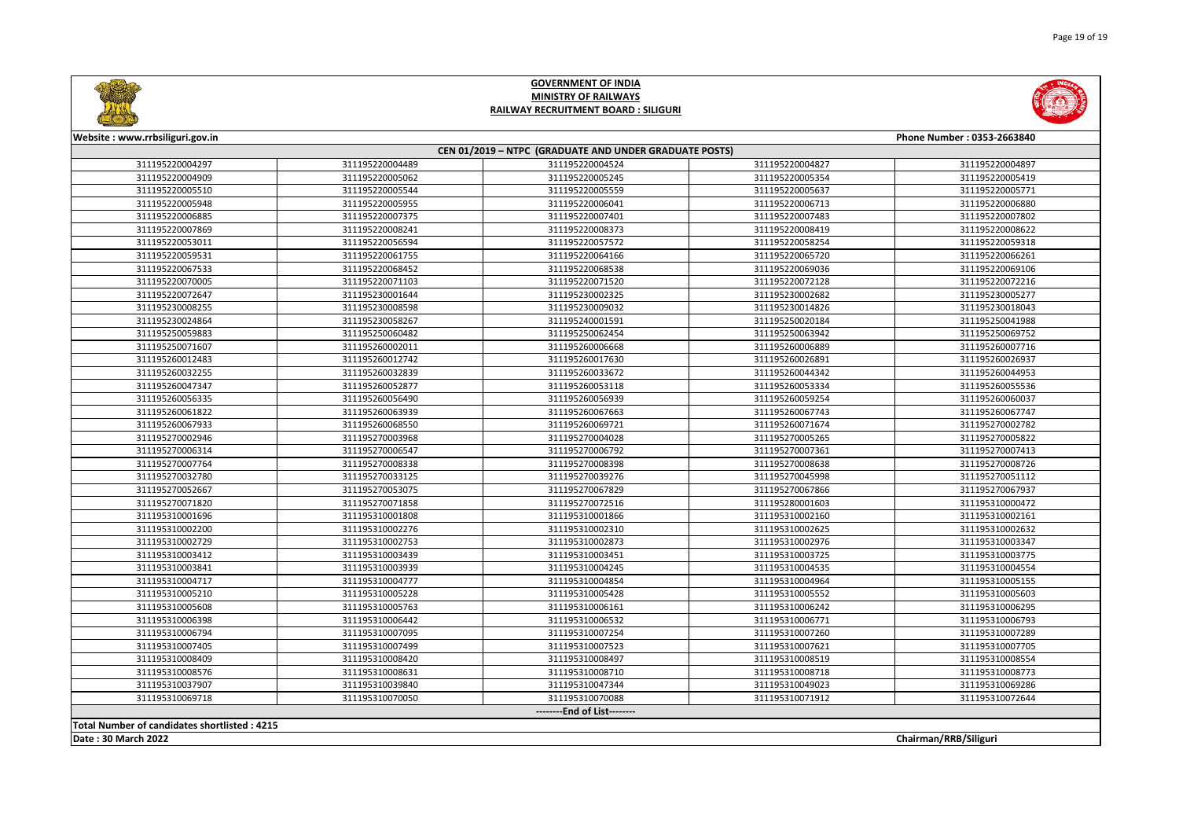# GOVERNMENT OF INDIA
## MINISTRY OF RAILWAYS
## RAILWAY RECRUITMENT BOARD : SILIGURI

**Website : www.rrbsiliguri.gov.in** **Phone Number : 0353-2663840**

**CEN 01/2019 – NTPC (GRADUATE AND UNDER GRADUATE POSTS)**

| | | | | |
|---|---|---|---|---|
| 311195220004297 | 311195220004489 | 311195220004524 | 311195220004827 | 311195220004897 |
| 311195220004909 | 311195220005062 | 311195220005245 | 311195220005354 | 311195220005419 |
| 311195220005510 | 311195220005544 | 311195220005559 | 311195220005637 | 311195220005771 |
| 311195220005948 | 311195220005955 | 311195220006041 | 311195220006713 | 311195220006880 |
| 311195220006885 | 311195220007375 | 311195220007401 | 311195220007483 | 311195220007802 |
| 311195220007869 | 311195220008241 | 311195220008373 | 311195220008419 | 311195220008622 |
| 311195220053011 | 311195220056594 | 311195220057572 | 311195220058254 | 311195220059318 |
| 311195220059531 | 311195220061755 | 311195220064166 | 311195220065720 | 311195220066261 |
| 311195220067533 | 311195220068452 | 311195220068538 | 311195220069036 | 311195220069106 |
| 311195220070005 | 311195220071103 | 311195220071520 | 311195220072128 | 311195220072216 |
| 311195220072647 | 311195230001644 | 311195230002325 | 311195230002682 | 311195230005277 |
| 311195230008255 | 311195230008598 | 311195230009032 | 311195230014826 | 311195230018043 |
| 311195230024864 | 311195230058267 | 311195240001591 | 311195250020184 | 311195250041988 |
| 311195250059883 | 311195250060482 | 311195250062454 | 311195250063942 | 311195250069752 |
| 311195250071607 | 311195260002011 | 311195260006668 | 311195260006889 | 311195260007716 |
| 311195260012483 | 311195260012742 | 311195260017630 | 311195260026891 | 311195260026937 |
| 311195260032255 | 311195260032839 | 311195260033672 | 311195260044342 | 311195260044953 |
| 311195260047347 | 311195260052877 | 311195260053118 | 311195260053334 | 311195260055536 |
| 311195260056335 | 311195260056490 | 311195260056939 | 311195260059254 | 311195260060037 |
| 311195260061822 | 311195260063939 | 311195260067663 | 311195260067743 | 311195260067747 |
| 311195260067933 | 311195260068550 | 311195260069721 | 311195260071674 | 311195270002782 |
| 311195270002946 | 311195270003968 | 311195270004028 | 311195270005265 | 311195270005822 |
| 311195270006314 | 311195270006547 | 311195270006792 | 311195270007361 | 311195270007413 |
| 311195270007764 | 311195270008338 | 311195270008398 | 311195270008638 | 311195270008726 |
| 311195270032780 | 311195270033125 | 311195270039276 | 311195270045998 | 311195270051112 |
| 311195270052667 | 311195270053075 | 311195270067829 | 311195270067866 | 311195270067937 |
| 311195270071820 | 311195270071858 | 311195270072516 | 311195280001603 | 311195310000472 |
| 311195310001696 | 311195310001808 | 311195310001866 | 311195310002160 | 311195310002161 |
| 311195310002200 | 311195310002276 | 311195310002310 | 311195310002625 | 311195310002632 |
| 311195310002729 | 311195310002753 | 311195310002873 | 311195310002976 | 311195310003347 |
| 311195310003412 | 311195310003439 | 311195310003451 | 311195310003725 | 311195310003775 |
| 311195310003841 | 311195310003939 | 311195310004245 | 311195310004535 | 311195310004554 |
| 311195310004717 | 311195310004777 | 311195310004854 | 311195310004964 | 311195310005155 |
| 311195310005210 | 311195310005228 | 311195310005428 | 311195310005552 | 311195310005603 |
| 311195310005608 | 311195310005763 | 311195310006161 | 311195310006242 | 311195310006295 |
| 311195310006398 | 311195310006442 | 311195310006532 | 311195310006771 | 311195310006793 |
| 311195310006794 | 311195310007095 | 311195310007254 | 311195310007260 | 311195310007289 |
| 311195310007405 | 311195310007499 | 311195310007523 | 311195310007621 | 311195310007705 |
| 311195310008409 | 311195310008420 | 311195310008497 | 311195310008519 | 311195310008554 |
| 311195310008576 | 311195310008631 | 311195310008710 | 311195310008718 | 311195310008773 |
| 311195310037907 | 311195310039840 | 311195310047344 | 311195310049023 | 311195310069286 |
| 311195310069718 | 311195310070050 | 311195310070088 | 311195310071912 | 311195310072644 |

--------End of List--------

**Total Number of candidates shortlisted : 4215**

**Date : 30 March 2022** **Chairman/RRB/Siliguri**